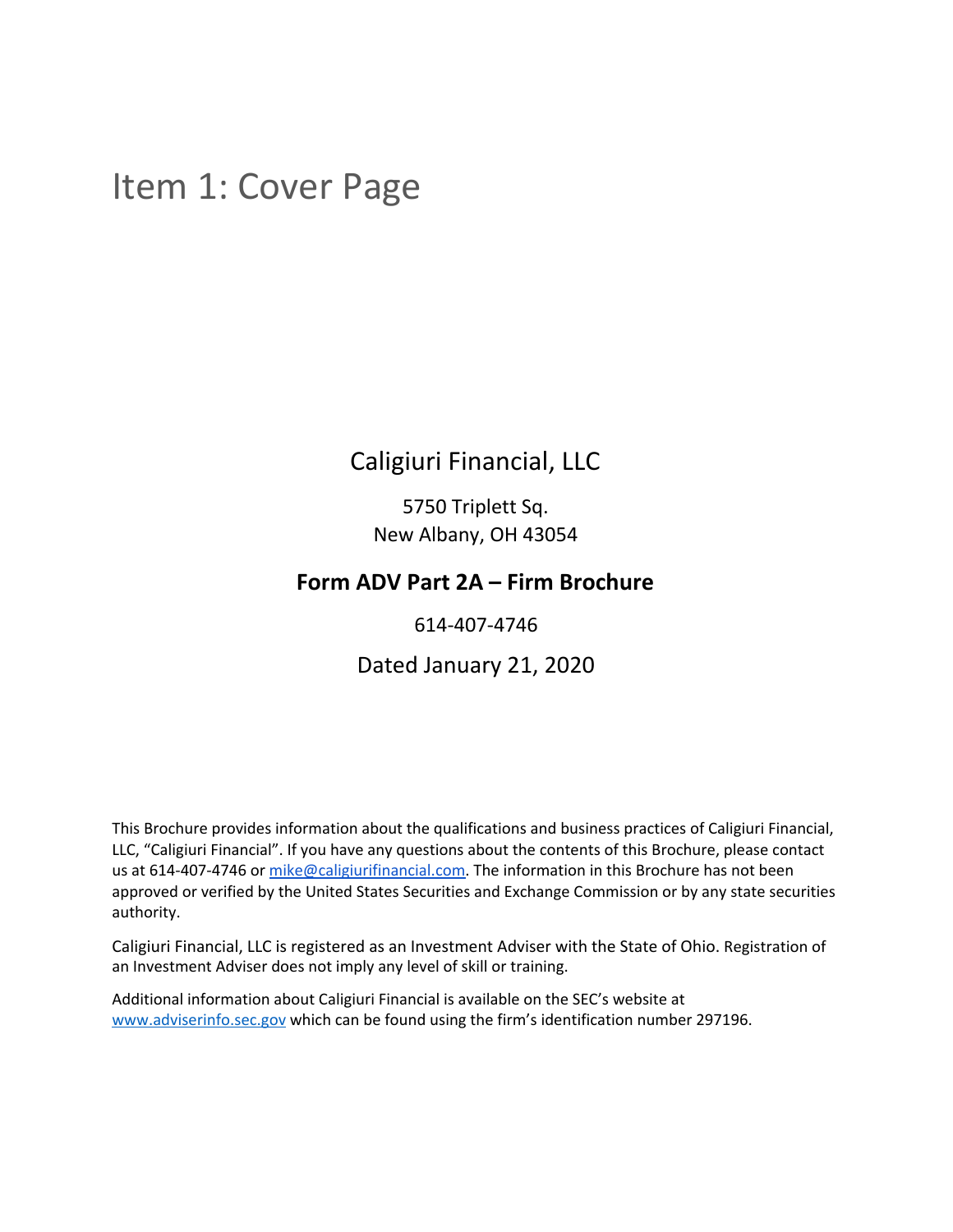# Item 1: Cover Page

Caligiuri Financial, LLC

5750 Triplett Sq.
New Albany, OH 43054

**Form ADV Part 2A – Firm Brochure**

614-407-4746

Dated January 21, 2020

This Brochure provides information about the qualifications and business practices of Caligiuri Financial, LLC, "Caligiuri Financial". If you have any questions about the contents of this Brochure, please contact us at 614-407-4746 or mike@caligiurifinancial.com. The information in this Brochure has not been approved or verified by the United States Securities and Exchange Commission or by any state securities authority.

Caligiuri Financial, LLC is registered as an Investment Adviser with the State of Ohio. Registration of an Investment Adviser does not imply any level of skill or training.

Additional information about Caligiuri Financial is available on the SEC's website at www.adviserinfo.sec.gov which can be found using the firm's identification number 297196.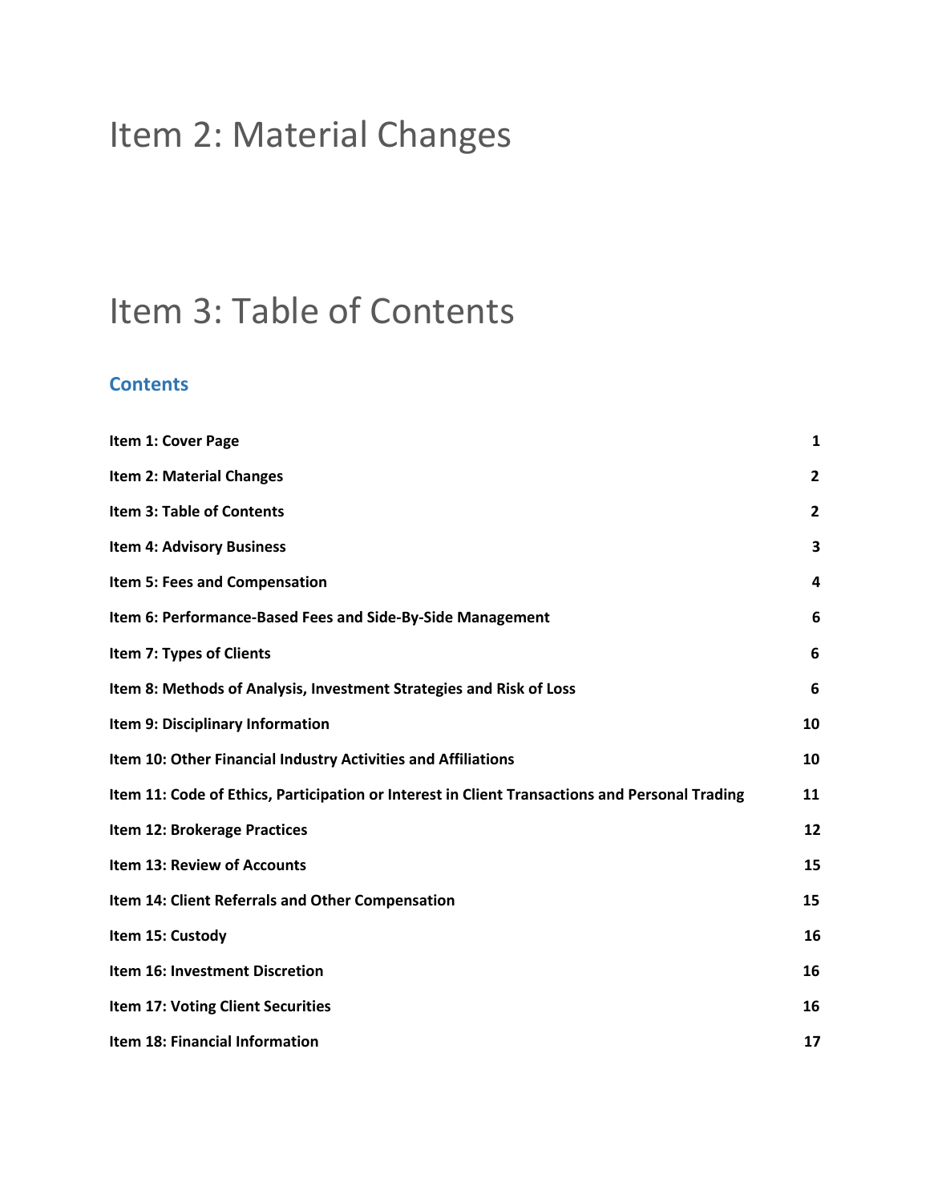# Item 2: Material Changes

# Item 3: Table of Contents

## Contents

| | |
|---|---|
| **Item 1: Cover Page** | **1** |
| **Item 2: Material Changes** | **2** |
| **Item 3: Table of Contents** | **2** |
| **Item 4: Advisory Business** | **3** |
| **Item 5: Fees and Compensation** | **4** |
| **Item 6: Performance-Based Fees and Side-By-Side Management** | **6** |
| **Item 7: Types of Clients** | **6** |
| **Item 8: Methods of Analysis, Investment Strategies and Risk of Loss** | **6** |
| **Item 9: Disciplinary Information** | **10** |
| **Item 10: Other Financial Industry Activities and Affiliations** | **10** |
| **Item 11: Code of Ethics, Participation or Interest in Client Transactions and Personal Trading** | **11** |
| **Item 12: Brokerage Practices** | **12** |
| **Item 13: Review of Accounts** | **15** |
| **Item 14: Client Referrals and Other Compensation** | **15** |
| **Item 15: Custody** | **16** |
| **Item 16: Investment Discretion** | **16** |
| **Item 17: Voting Client Securities** | **16** |
| **Item 18: Financial Information** | **17** |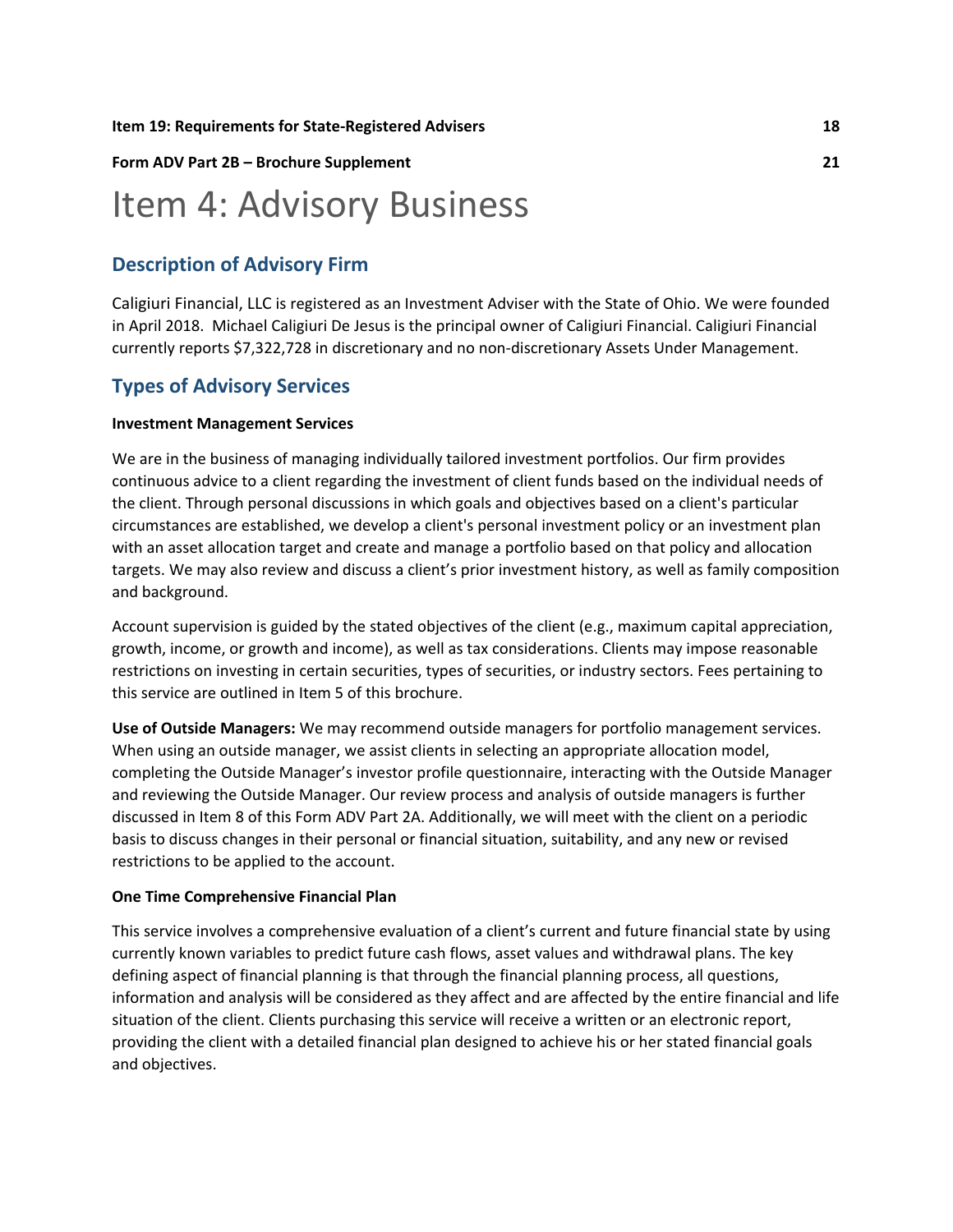**Item 19: Requirements for State-Registered Advisers** **18**

**Form ADV Part 2B – Brochure Supplement** **21**

# Item 4: Advisory Business

## Description of Advisory Firm

Caligiuri Financial, LLC is registered as an Investment Adviser with the State of Ohio. We were founded in April 2018. Michael Caligiuri De Jesus is the principal owner of Caligiuri Financial. Caligiuri Financial currently reports $7,322,728 in discretionary and no non-discretionary Assets Under Management.

## Types of Advisory Services

**Investment Management Services**

We are in the business of managing individually tailored investment portfolios. Our firm provides continuous advice to a client regarding the investment of client funds based on the individual needs of the client. Through personal discussions in which goals and objectives based on a client's particular circumstances are established, we develop a client's personal investment policy or an investment plan with an asset allocation target and create and manage a portfolio based on that policy and allocation targets. We may also review and discuss a client's prior investment history, as well as family composition and background.

Account supervision is guided by the stated objectives of the client (e.g., maximum capital appreciation, growth, income, or growth and income), as well as tax considerations. Clients may impose reasonable restrictions on investing in certain securities, types of securities, or industry sectors. Fees pertaining to this service are outlined in Item 5 of this brochure.

**Use of Outside Managers:** We may recommend outside managers for portfolio management services. When using an outside manager, we assist clients in selecting an appropriate allocation model, completing the Outside Manager's investor profile questionnaire, interacting with the Outside Manager and reviewing the Outside Manager. Our review process and analysis of outside managers is further discussed in Item 8 of this Form ADV Part 2A. Additionally, we will meet with the client on a periodic basis to discuss changes in their personal or financial situation, suitability, and any new or revised restrictions to be applied to the account.

**One Time Comprehensive Financial Plan**

This service involves a comprehensive evaluation of a client's current and future financial state by using currently known variables to predict future cash flows, asset values and withdrawal plans. The key defining aspect of financial planning is that through the financial planning process, all questions, information and analysis will be considered as they affect and are affected by the entire financial and life situation of the client. Clients purchasing this service will receive a written or an electronic report, providing the client with a detailed financial plan designed to achieve his or her stated financial goals and objectives.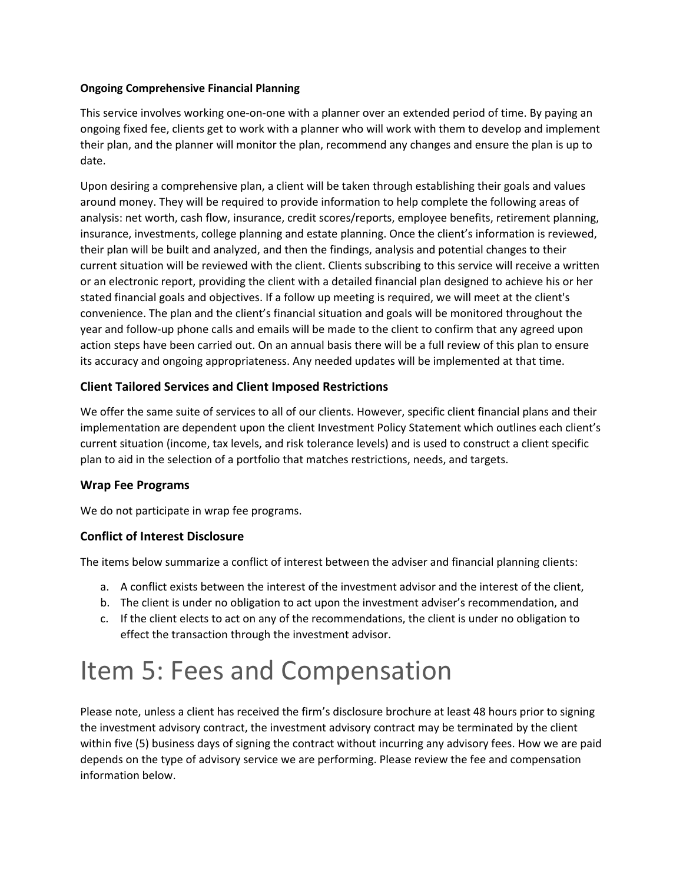**Ongoing Comprehensive Financial Planning**

This service involves working one-on-one with a planner over an extended period of time. By paying an ongoing fixed fee, clients get to work with a planner who will work with them to develop and implement their plan, and the planner will monitor the plan, recommend any changes and ensure the plan is up to date.

Upon desiring a comprehensive plan, a client will be taken through establishing their goals and values around money. They will be required to provide information to help complete the following areas of analysis: net worth, cash flow, insurance, credit scores/reports, employee benefits, retirement planning, insurance, investments, college planning and estate planning. Once the client's information is reviewed, their plan will be built and analyzed, and then the findings, analysis and potential changes to their current situation will be reviewed with the client. Clients subscribing to this service will receive a written or an electronic report, providing the client with a detailed financial plan designed to achieve his or her stated financial goals and objectives. If a follow up meeting is required, we will meet at the client's convenience. The plan and the client's financial situation and goals will be monitored throughout the year and follow-up phone calls and emails will be made to the client to confirm that any agreed upon action steps have been carried out. On an annual basis there will be a full review of this plan to ensure its accuracy and ongoing appropriateness. Any needed updates will be implemented at that time.

### Client Tailored Services and Client Imposed Restrictions

We offer the same suite of services to all of our clients. However, specific client financial plans and their implementation are dependent upon the client Investment Policy Statement which outlines each client's current situation (income, tax levels, and risk tolerance levels) and is used to construct a client specific plan to aid in the selection of a portfolio that matches restrictions, needs, and targets.

### Wrap Fee Programs

We do not participate in wrap fee programs.

### Conflict of Interest Disclosure

The items below summarize a conflict of interest between the adviser and financial planning clients:

a. A conflict exists between the interest of the investment advisor and the interest of the client,
b. The client is under no obligation to act upon the investment adviser's recommendation, and
c. If the client elects to act on any of the recommendations, the client is under no obligation to effect the transaction through the investment advisor.

# Item 5: Fees and Compensation

Please note, unless a client has received the firm's disclosure brochure at least 48 hours prior to signing the investment advisory contract, the investment advisory contract may be terminated by the client within five (5) business days of signing the contract without incurring any advisory fees. How we are paid depends on the type of advisory service we are performing. Please review the fee and compensation information below.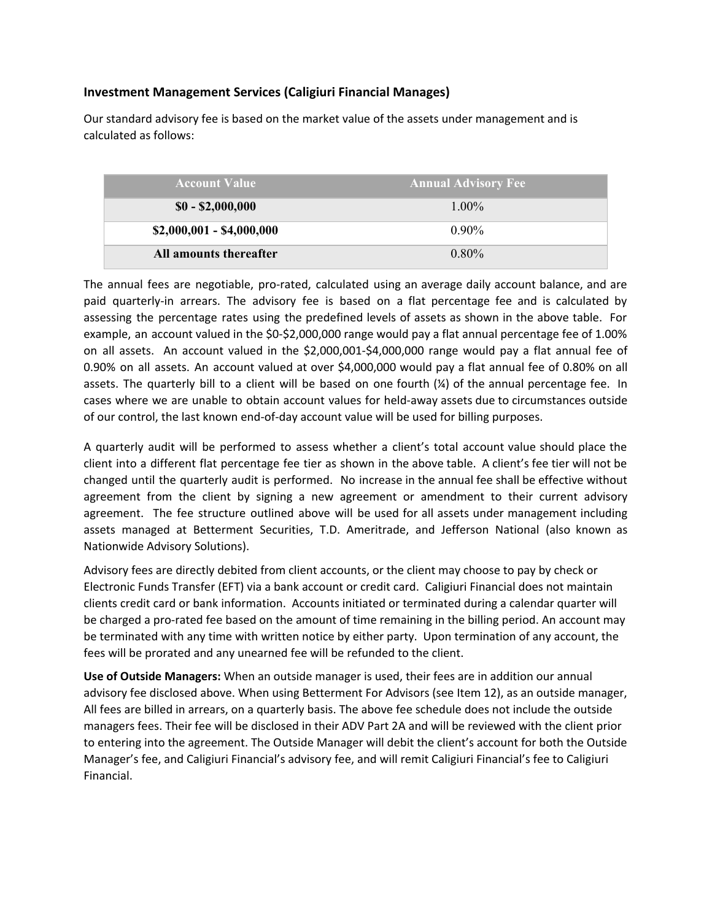### Investment Management Services (Caligiuri Financial Manages)

Our standard advisory fee is based on the market value of the assets under management and is calculated as follows:

| Account Value | Annual Advisory Fee |
|---|---|
| **$0 - $2,000,000** | 1.00% |
| **$2,000,001 - $4,000,000** | 0.90% |
| **All amounts thereafter** | 0.80% |

The annual fees are negotiable, pro-rated, calculated using an average daily account balance, and are paid quarterly-in arrears. The advisory fee is based on a flat percentage fee and is calculated by assessing the percentage rates using the predefined levels of assets as shown in the above table. For example, an account valued in the $0-$2,000,000 range would pay a flat annual percentage fee of 1.00% on all assets. An account valued in the $2,000,001-$4,000,000 range would pay a flat annual fee of 0.90% on all assets. An account valued at over $4,000,000 would pay a flat annual fee of 0.80% on all assets. The quarterly bill to a client will be based on one fourth (¼) of the annual percentage fee. In cases where we are unable to obtain account values for held-away assets due to circumstances outside of our control, the last known end-of-day account value will be used for billing purposes.

A quarterly audit will be performed to assess whether a client's total account value should place the client into a different flat percentage fee tier as shown in the above table. A client's fee tier will not be changed until the quarterly audit is performed. No increase in the annual fee shall be effective without agreement from the client by signing a new agreement or amendment to their current advisory agreement. The fee structure outlined above will be used for all assets under management including assets managed at Betterment Securities, T.D. Ameritrade, and Jefferson National (also known as Nationwide Advisory Solutions).

Advisory fees are directly debited from client accounts, or the client may choose to pay by check or Electronic Funds Transfer (EFT) via a bank account or credit card. Caligiuri Financial does not maintain clients credit card or bank information. Accounts initiated or terminated during a calendar quarter will be charged a pro-rated fee based on the amount of time remaining in the billing period. An account may be terminated with any time with written notice by either party. Upon termination of any account, the fees will be prorated and any unearned fee will be refunded to the client.

**Use of Outside Managers:** When an outside manager is used, their fees are in addition our annual advisory fee disclosed above. When using Betterment For Advisors (see Item 12), as an outside manager, All fees are billed in arrears, on a quarterly basis. The above fee schedule does not include the outside managers fees. Their fee will be disclosed in their ADV Part 2A and will be reviewed with the client prior to entering into the agreement. The Outside Manager will debit the client's account for both the Outside Manager's fee, and Caligiuri Financial's advisory fee, and will remit Caligiuri Financial's fee to Caligiuri Financial.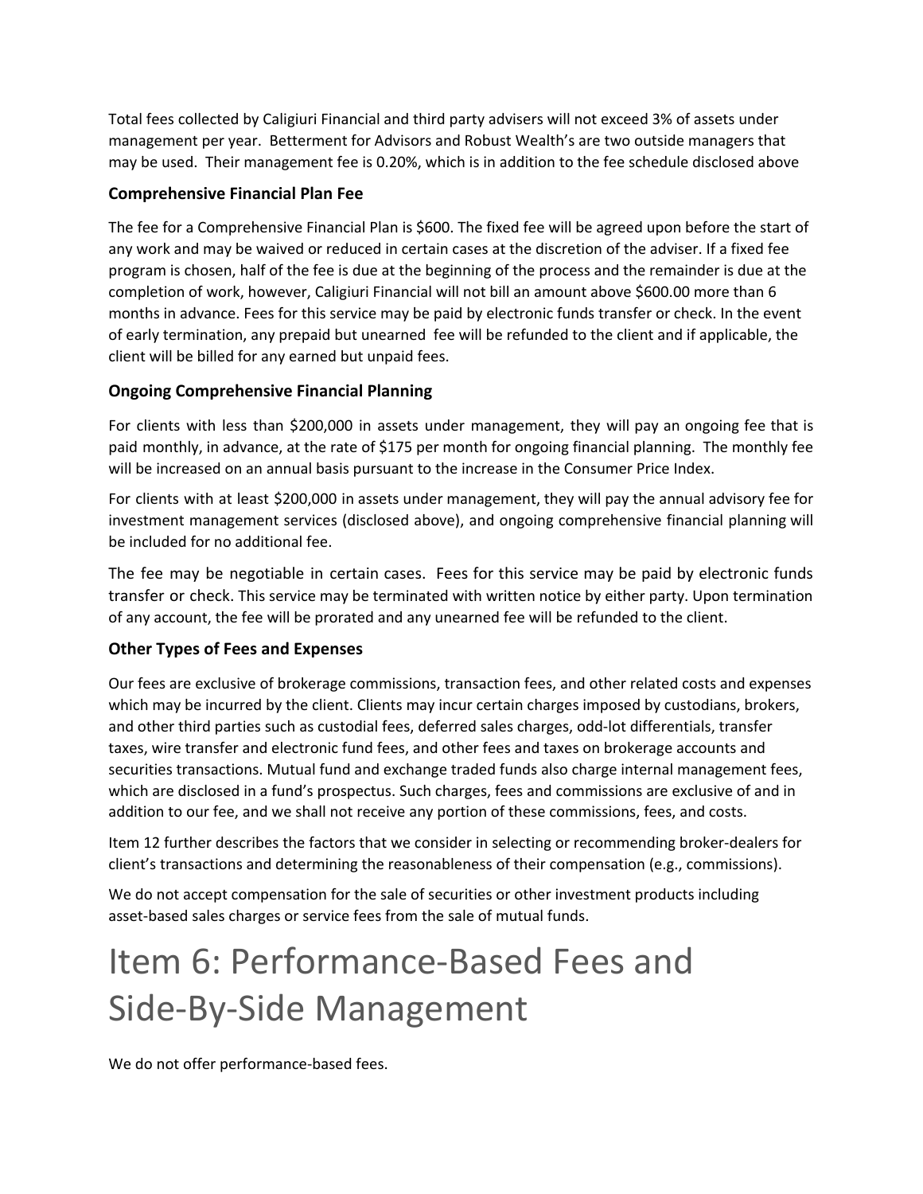Total fees collected by Caligiuri Financial and third party advisers will not exceed 3% of assets under management per year. Betterment for Advisors and Robust Wealth's are two outside managers that may be used. Their management fee is 0.20%, which is in addition to the fee schedule disclosed above

### Comprehensive Financial Plan Fee

The fee for a Comprehensive Financial Plan is $600. The fixed fee will be agreed upon before the start of any work and may be waived or reduced in certain cases at the discretion of the adviser. If a fixed fee program is chosen, half of the fee is due at the beginning of the process and the remainder is due at the completion of work, however, Caligiuri Financial will not bill an amount above $600.00 more than 6 months in advance. Fees for this service may be paid by electronic funds transfer or check. In the event of early termination, any prepaid but unearned fee will be refunded to the client and if applicable, the client will be billed for any earned but unpaid fees.

### Ongoing Comprehensive Financial Planning

For clients with less than $200,000 in assets under management, they will pay an ongoing fee that is paid monthly, in advance, at the rate of $175 per month for ongoing financial planning. The monthly fee will be increased on an annual basis pursuant to the increase in the Consumer Price Index.

For clients with at least $200,000 in assets under management, they will pay the annual advisory fee for investment management services (disclosed above), and ongoing comprehensive financial planning will be included for no additional fee.

The fee may be negotiable in certain cases. Fees for this service may be paid by electronic funds transfer or check. This service may be terminated with written notice by either party. Upon termination of any account, the fee will be prorated and any unearned fee will be refunded to the client.

### Other Types of Fees and Expenses

Our fees are exclusive of brokerage commissions, transaction fees, and other related costs and expenses which may be incurred by the client. Clients may incur certain charges imposed by custodians, brokers, and other third parties such as custodial fees, deferred sales charges, odd-lot differentials, transfer taxes, wire transfer and electronic fund fees, and other fees and taxes on brokerage accounts and securities transactions. Mutual fund and exchange traded funds also charge internal management fees, which are disclosed in a fund's prospectus. Such charges, fees and commissions are exclusive of and in addition to our fee, and we shall not receive any portion of these commissions, fees, and costs.

Item 12 further describes the factors that we consider in selecting or recommending broker-dealers for client's transactions and determining the reasonableness of their compensation (e.g., commissions).

We do not accept compensation for the sale of securities or other investment products including asset-based sales charges or service fees from the sale of mutual funds.

# Item 6: Performance-Based Fees and Side-By-Side Management

We do not offer performance-based fees.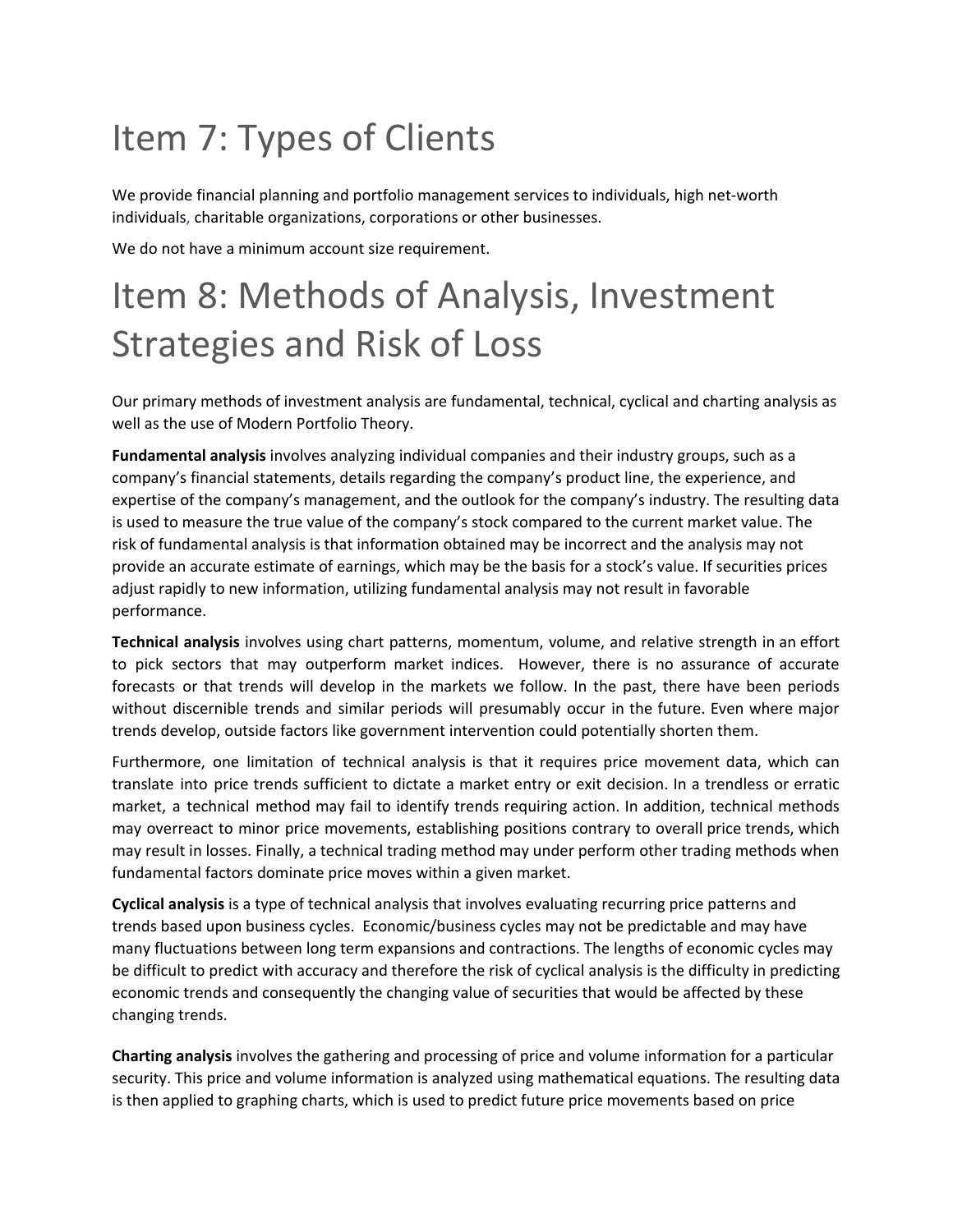# Item 7: Types of Clients

We provide financial planning and portfolio management services to individuals, high net-worth individuals, charitable organizations, corporations or other businesses.

We do not have a minimum account size requirement.

# Item 8: Methods of Analysis, Investment Strategies and Risk of Loss

Our primary methods of investment analysis are fundamental, technical, cyclical and charting analysis as well as the use of Modern Portfolio Theory.

**Fundamental analysis** involves analyzing individual companies and their industry groups, such as a company's financial statements, details regarding the company's product line, the experience, and expertise of the company's management, and the outlook for the company's industry. The resulting data is used to measure the true value of the company's stock compared to the current market value. The risk of fundamental analysis is that information obtained may be incorrect and the analysis may not provide an accurate estimate of earnings, which may be the basis for a stock's value. If securities prices adjust rapidly to new information, utilizing fundamental analysis may not result in favorable performance.

**Technical analysis** involves using chart patterns, momentum, volume, and relative strength in an effort to pick sectors that may outperform market indices. However, there is no assurance of accurate forecasts or that trends will develop in the markets we follow. In the past, there have been periods without discernible trends and similar periods will presumably occur in the future. Even where major trends develop, outside factors like government intervention could potentially shorten them.

Furthermore, one limitation of technical analysis is that it requires price movement data, which can translate into price trends sufficient to dictate a market entry or exit decision. In a trendless or erratic market, a technical method may fail to identify trends requiring action. In addition, technical methods may overreact to minor price movements, establishing positions contrary to overall price trends, which may result in losses. Finally, a technical trading method may under perform other trading methods when fundamental factors dominate price moves within a given market.

**Cyclical analysis** is a type of technical analysis that involves evaluating recurring price patterns and trends based upon business cycles. Economic/business cycles may not be predictable and may have many fluctuations between long term expansions and contractions. The lengths of economic cycles may be difficult to predict with accuracy and therefore the risk of cyclical analysis is the difficulty in predicting economic trends and consequently the changing value of securities that would be affected by these changing trends.

**Charting analysis** involves the gathering and processing of price and volume information for a particular security. This price and volume information is analyzed using mathematical equations. The resulting data is then applied to graphing charts, which is used to predict future price movements based on price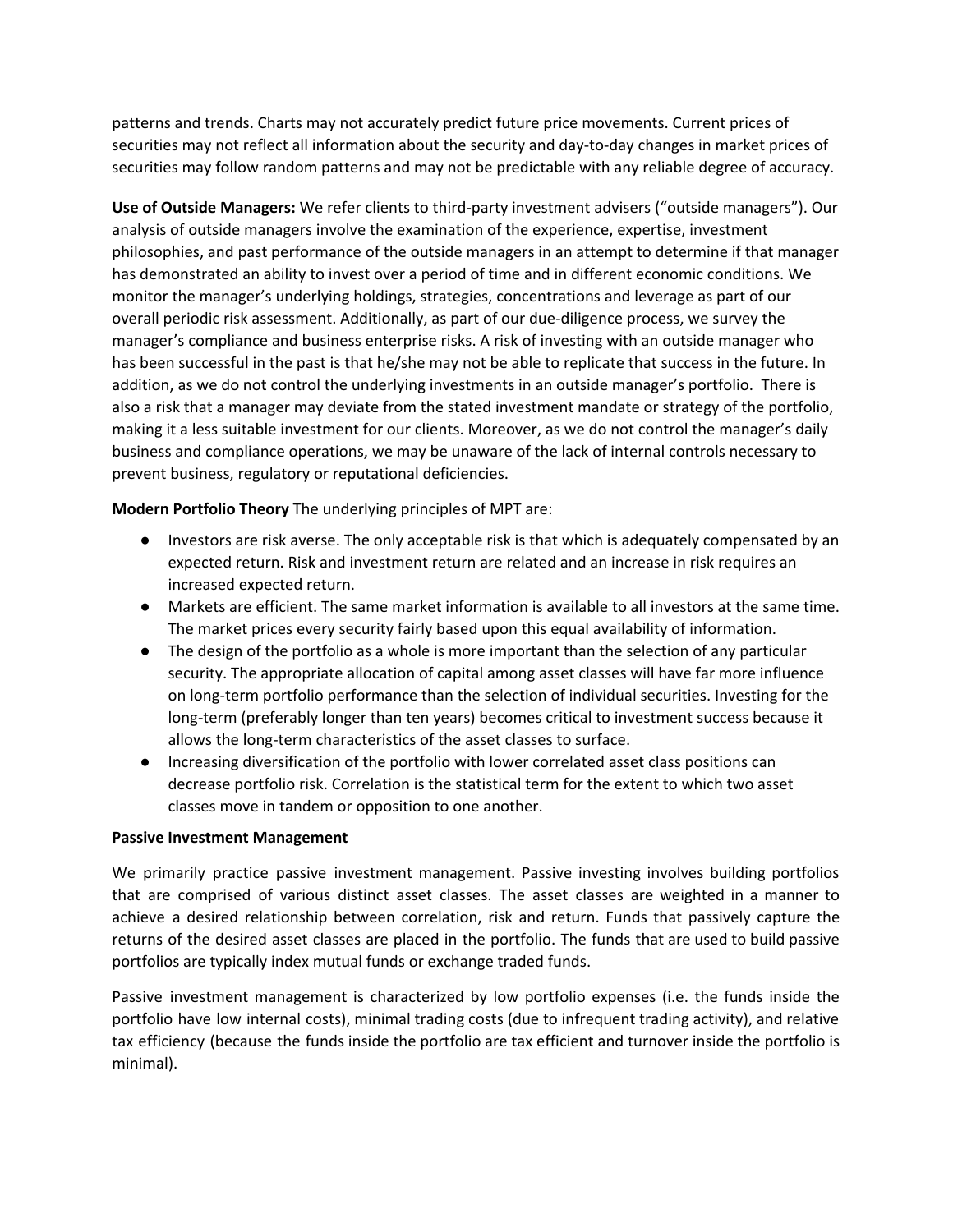patterns and trends. Charts may not accurately predict future price movements. Current prices of securities may not reflect all information about the security and day-to-day changes in market prices of securities may follow random patterns and may not be predictable with any reliable degree of accuracy.

**Use of Outside Managers:** We refer clients to third-party investment advisers ("outside managers"). Our analysis of outside managers involve the examination of the experience, expertise, investment philosophies, and past performance of the outside managers in an attempt to determine if that manager has demonstrated an ability to invest over a period of time and in different economic conditions. We monitor the manager's underlying holdings, strategies, concentrations and leverage as part of our overall periodic risk assessment. Additionally, as part of our due-diligence process, we survey the manager's compliance and business enterprise risks. A risk of investing with an outside manager who has been successful in the past is that he/she may not be able to replicate that success in the future. In addition, as we do not control the underlying investments in an outside manager's portfolio. There is also a risk that a manager may deviate from the stated investment mandate or strategy of the portfolio, making it a less suitable investment for our clients. Moreover, as we do not control the manager's daily business and compliance operations, we may be unaware of the lack of internal controls necessary to prevent business, regulatory or reputational deficiencies.

**Modern Portfolio Theory** The underlying principles of MPT are:

- Investors are risk averse. The only acceptable risk is that which is adequately compensated by an expected return. Risk and investment return are related and an increase in risk requires an increased expected return.
- Markets are efficient. The same market information is available to all investors at the same time. The market prices every security fairly based upon this equal availability of information.
- The design of the portfolio as a whole is more important than the selection of any particular security. The appropriate allocation of capital among asset classes will have far more influence on long-term portfolio performance than the selection of individual securities. Investing for the long-term (preferably longer than ten years) becomes critical to investment success because it allows the long-term characteristics of the asset classes to surface.
- Increasing diversification of the portfolio with lower correlated asset class positions can decrease portfolio risk. Correlation is the statistical term for the extent to which two asset classes move in tandem or opposition to one another.

**Passive Investment Management**

We primarily practice passive investment management. Passive investing involves building portfolios that are comprised of various distinct asset classes. The asset classes are weighted in a manner to achieve a desired relationship between correlation, risk and return. Funds that passively capture the returns of the desired asset classes are placed in the portfolio. The funds that are used to build passive portfolios are typically index mutual funds or exchange traded funds.

Passive investment management is characterized by low portfolio expenses (i.e. the funds inside the portfolio have low internal costs), minimal trading costs (due to infrequent trading activity), and relative tax efficiency (because the funds inside the portfolio are tax efficient and turnover inside the portfolio is minimal).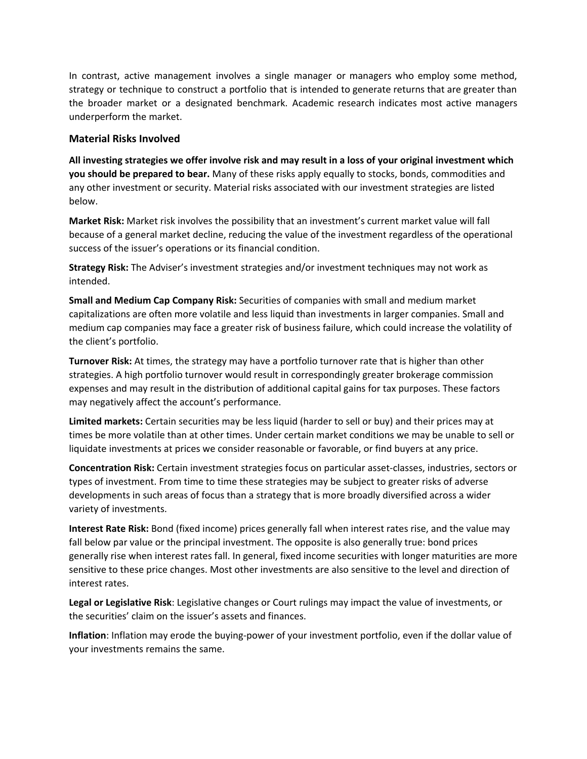In contrast, active management involves a single manager or managers who employ some method, strategy or technique to construct a portfolio that is intended to generate returns that are greater than the broader market or a designated benchmark. Academic research indicates most active managers underperform the market.

### Material Risks Involved

**All investing strategies we offer involve risk and may result in a loss of your original investment which you should be prepared to bear.** Many of these risks apply equally to stocks, bonds, commodities and any other investment or security. Material risks associated with our investment strategies are listed below.

**Market Risk:** Market risk involves the possibility that an investment's current market value will fall because of a general market decline, reducing the value of the investment regardless of the operational success of the issuer's operations or its financial condition.

**Strategy Risk:** The Adviser's investment strategies and/or investment techniques may not work as intended.

**Small and Medium Cap Company Risk:** Securities of companies with small and medium market capitalizations are often more volatile and less liquid than investments in larger companies. Small and medium cap companies may face a greater risk of business failure, which could increase the volatility of the client's portfolio.

**Turnover Risk:** At times, the strategy may have a portfolio turnover rate that is higher than other strategies. A high portfolio turnover would result in correspondingly greater brokerage commission expenses and may result in the distribution of additional capital gains for tax purposes. These factors may negatively affect the account's performance.

**Limited markets:** Certain securities may be less liquid (harder to sell or buy) and their prices may at times be more volatile than at other times. Under certain market conditions we may be unable to sell or liquidate investments at prices we consider reasonable or favorable, or find buyers at any price.

**Concentration Risk:** Certain investment strategies focus on particular asset-classes, industries, sectors or types of investment. From time to time these strategies may be subject to greater risks of adverse developments in such areas of focus than a strategy that is more broadly diversified across a wider variety of investments.

**Interest Rate Risk:** Bond (fixed income) prices generally fall when interest rates rise, and the value may fall below par value or the principal investment. The opposite is also generally true: bond prices generally rise when interest rates fall. In general, fixed income securities with longer maturities are more sensitive to these price changes. Most other investments are also sensitive to the level and direction of interest rates.

**Legal or Legislative Risk**: Legislative changes or Court rulings may impact the value of investments, or the securities' claim on the issuer's assets and finances.

**Inflation**: Inflation may erode the buying-power of your investment portfolio, even if the dollar value of your investments remains the same.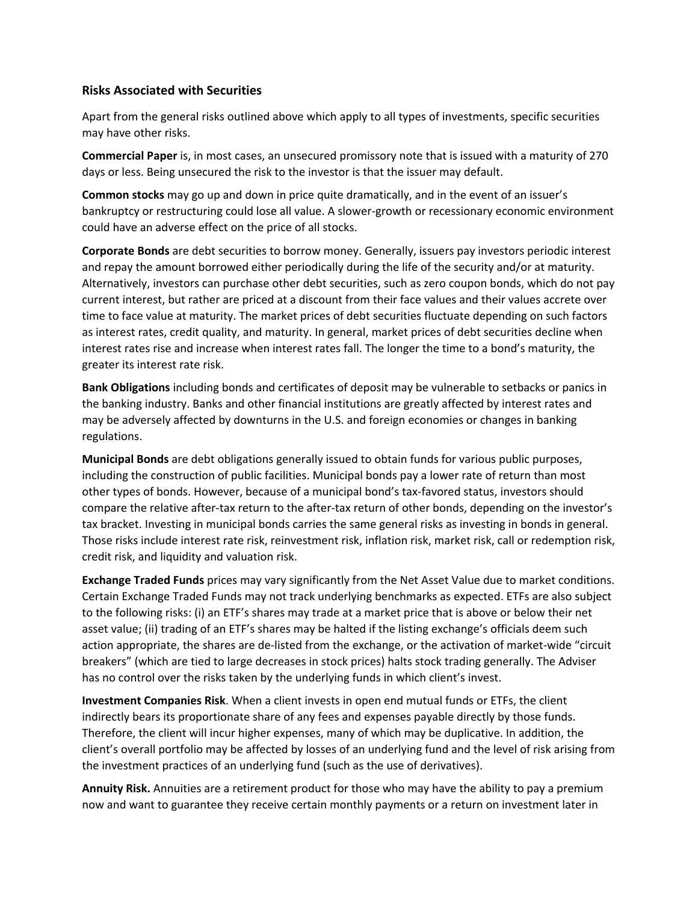### Risks Associated with Securities

Apart from the general risks outlined above which apply to all types of investments, specific securities may have other risks.

**Commercial Paper** is, in most cases, an unsecured promissory note that is issued with a maturity of 270 days or less. Being unsecured the risk to the investor is that the issuer may default.

**Common stocks** may go up and down in price quite dramatically, and in the event of an issuer's bankruptcy or restructuring could lose all value. A slower-growth or recessionary economic environment could have an adverse effect on the price of all stocks.

**Corporate Bonds** are debt securities to borrow money. Generally, issuers pay investors periodic interest and repay the amount borrowed either periodically during the life of the security and/or at maturity. Alternatively, investors can purchase other debt securities, such as zero coupon bonds, which do not pay current interest, but rather are priced at a discount from their face values and their values accrete over time to face value at maturity. The market prices of debt securities fluctuate depending on such factors as interest rates, credit quality, and maturity. In general, market prices of debt securities decline when interest rates rise and increase when interest rates fall. The longer the time to a bond's maturity, the greater its interest rate risk.

**Bank Obligations** including bonds and certificates of deposit may be vulnerable to setbacks or panics in the banking industry. Banks and other financial institutions are greatly affected by interest rates and may be adversely affected by downturns in the U.S. and foreign economies or changes in banking regulations.

**Municipal Bonds** are debt obligations generally issued to obtain funds for various public purposes, including the construction of public facilities. Municipal bonds pay a lower rate of return than most other types of bonds. However, because of a municipal bond's tax-favored status, investors should compare the relative after-tax return to the after-tax return of other bonds, depending on the investor's tax bracket. Investing in municipal bonds carries the same general risks as investing in bonds in general. Those risks include interest rate risk, reinvestment risk, inflation risk, market risk, call or redemption risk, credit risk, and liquidity and valuation risk.

**Exchange Traded Funds** prices may vary significantly from the Net Asset Value due to market conditions. Certain Exchange Traded Funds may not track underlying benchmarks as expected. ETFs are also subject to the following risks: (i) an ETF's shares may trade at a market price that is above or below their net asset value; (ii) trading of an ETF's shares may be halted if the listing exchange's officials deem such action appropriate, the shares are de-listed from the exchange, or the activation of market-wide "circuit breakers" (which are tied to large decreases in stock prices) halts stock trading generally. The Adviser has no control over the risks taken by the underlying funds in which client's invest.

**Investment Companies Risk**. When a client invests in open end mutual funds or ETFs, the client indirectly bears its proportionate share of any fees and expenses payable directly by those funds. Therefore, the client will incur higher expenses, many of which may be duplicative. In addition, the client's overall portfolio may be affected by losses of an underlying fund and the level of risk arising from the investment practices of an underlying fund (such as the use of derivatives).

**Annuity Risk.** Annuities are a retirement product for those who may have the ability to pay a premium now and want to guarantee they receive certain monthly payments or a return on investment later in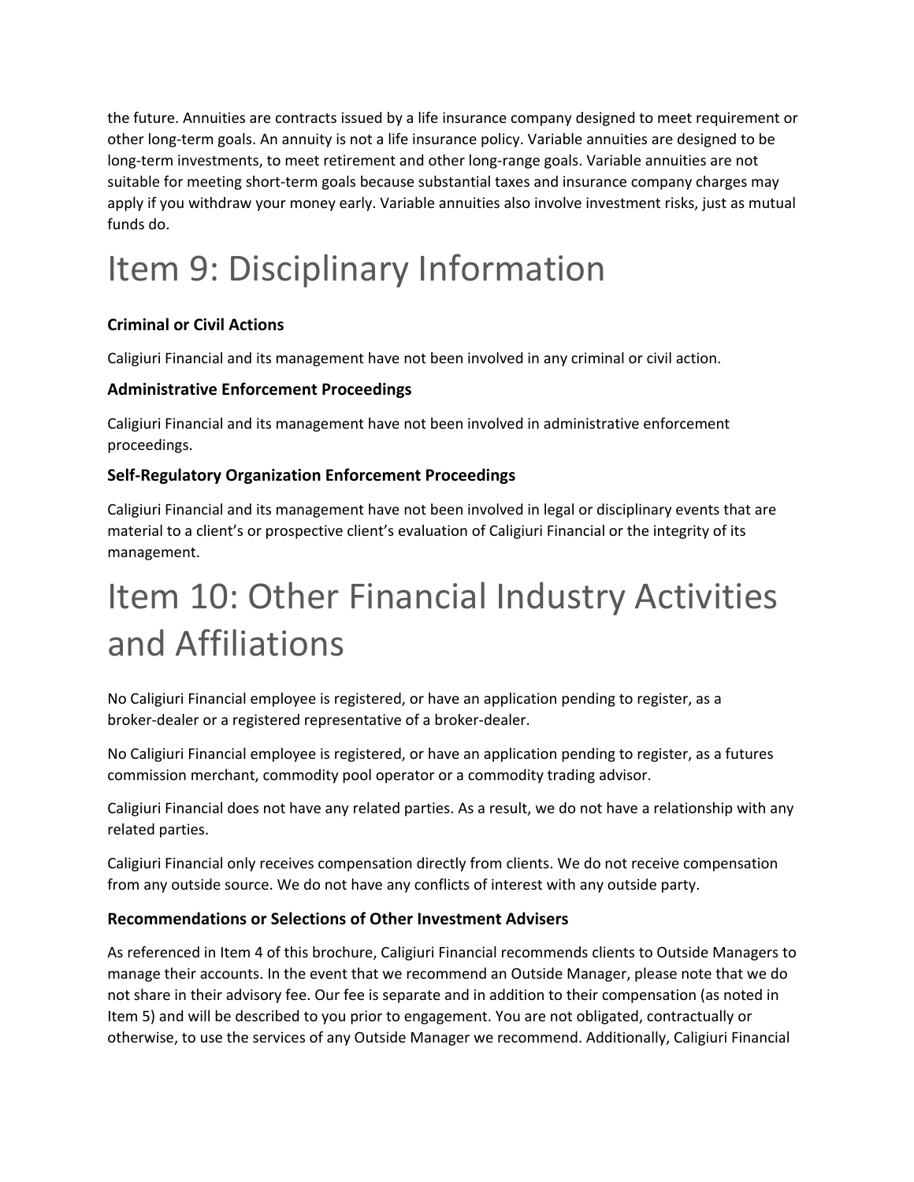the future. Annuities are contracts issued by a life insurance company designed to meet requirement or other long-term goals. An annuity is not a life insurance policy. Variable annuities are designed to be long-term investments, to meet retirement and other long-range goals. Variable annuities are not suitable for meeting short-term goals because substantial taxes and insurance company charges may apply if you withdraw your money early. Variable annuities also involve investment risks, just as mutual funds do.

# Item 9: Disciplinary Information

### Criminal or Civil Actions

Caligiuri Financial and its management have not been involved in any criminal or civil action.

### Administrative Enforcement Proceedings

Caligiuri Financial and its management have not been involved in administrative enforcement proceedings.

### Self-Regulatory Organization Enforcement Proceedings

Caligiuri Financial and its management have not been involved in legal or disciplinary events that are material to a client's or prospective client's evaluation of Caligiuri Financial or the integrity of its management.

# Item 10: Other Financial Industry Activities and Affiliations

No Caligiuri Financial employee is registered, or have an application pending to register, as a broker-dealer or a registered representative of a broker-dealer.

No Caligiuri Financial employee is registered, or have an application pending to register, as a futures commission merchant, commodity pool operator or a commodity trading advisor.

Caligiuri Financial does not have any related parties. As a result, we do not have a relationship with any related parties.

Caligiuri Financial only receives compensation directly from clients. We do not receive compensation from any outside source. We do not have any conflicts of interest with any outside party.

### Recommendations or Selections of Other Investment Advisers

As referenced in Item 4 of this brochure, Caligiuri Financial recommends clients to Outside Managers to manage their accounts. In the event that we recommend an Outside Manager, please note that we do not share in their advisory fee. Our fee is separate and in addition to their compensation (as noted in Item 5) and will be described to you prior to engagement. You are not obligated, contractually or otherwise, to use the services of any Outside Manager we recommend. Additionally, Caligiuri Financial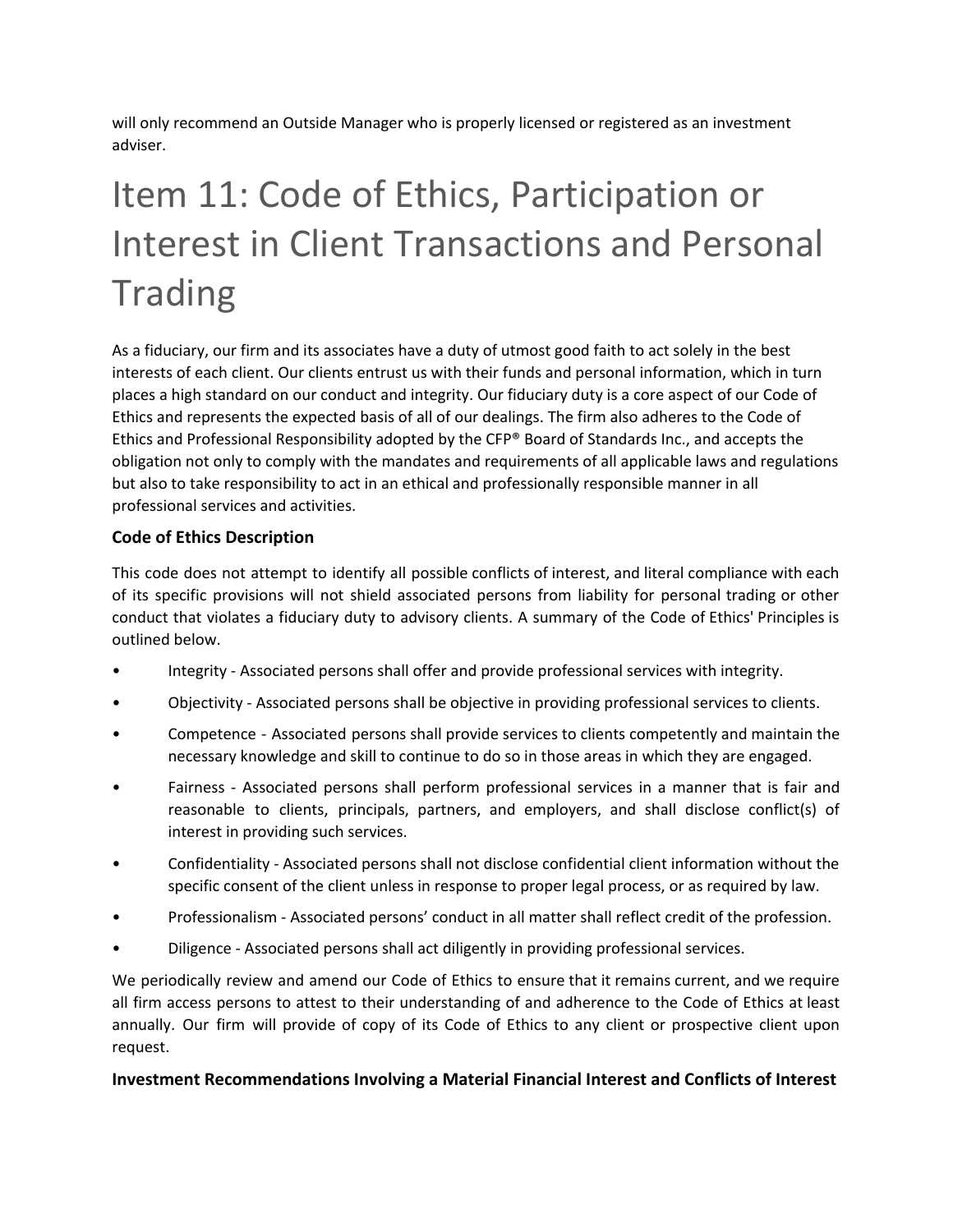will only recommend an Outside Manager who is properly licensed or registered as an investment adviser.

# Item 11: Code of Ethics, Participation or Interest in Client Transactions and Personal Trading

As a fiduciary, our firm and its associates have a duty of utmost good faith to act solely in the best interests of each client. Our clients entrust us with their funds and personal information, which in turn places a high standard on our conduct and integrity. Our fiduciary duty is a core aspect of our Code of Ethics and represents the expected basis of all of our dealings. The firm also adheres to the Code of Ethics and Professional Responsibility adopted by the CFP® Board of Standards Inc., and accepts the obligation not only to comply with the mandates and requirements of all applicable laws and regulations but also to take responsibility to act in an ethical and professionally responsible manner in all professional services and activities.

### Code of Ethics Description

This code does not attempt to identify all possible conflicts of interest, and literal compliance with each of its specific provisions will not shield associated persons from liability for personal trading or other conduct that violates a fiduciary duty to advisory clients. A summary of the Code of Ethics' Principles is outlined below.

- Integrity - Associated persons shall offer and provide professional services with integrity.
- Objectivity - Associated persons shall be objective in providing professional services to clients.
- Competence - Associated persons shall provide services to clients competently and maintain the necessary knowledge and skill to continue to do so in those areas in which they are engaged.
- Fairness - Associated persons shall perform professional services in a manner that is fair and reasonable to clients, principals, partners, and employers, and shall disclose conflict(s) of interest in providing such services.
- Confidentiality - Associated persons shall not disclose confidential client information without the specific consent of the client unless in response to proper legal process, or as required by law.
- Professionalism - Associated persons' conduct in all matter shall reflect credit of the profession.
- Diligence - Associated persons shall act diligently in providing professional services.

We periodically review and amend our Code of Ethics to ensure that it remains current, and we require all firm access persons to attest to their understanding of and adherence to the Code of Ethics at least annually. Our firm will provide of copy of its Code of Ethics to any client or prospective client upon request.

### Investment Recommendations Involving a Material Financial Interest and Conflicts of Interest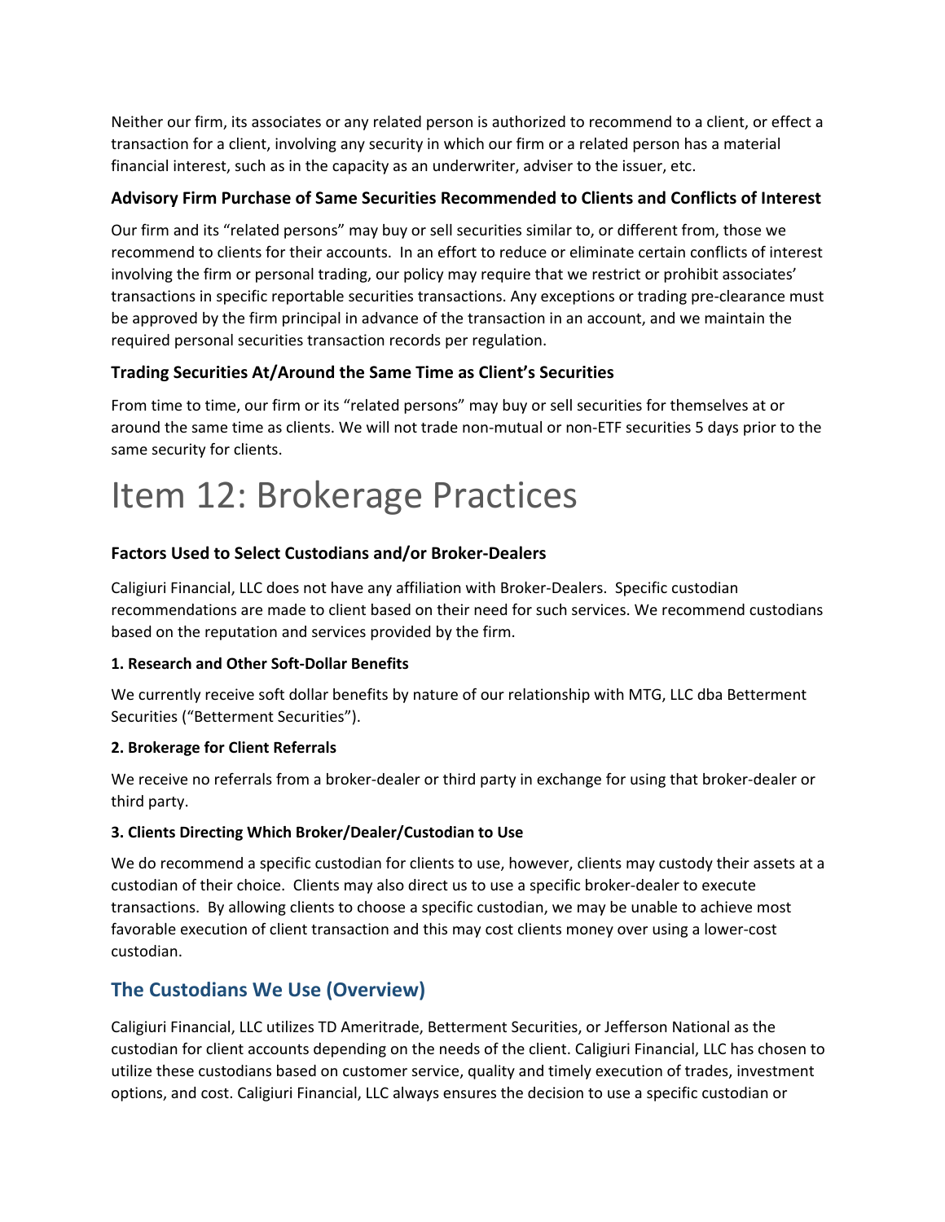Neither our firm, its associates or any related person is authorized to recommend to a client, or effect a transaction for a client, involving any security in which our firm or a related person has a material financial interest, such as in the capacity as an underwriter, adviser to the issuer, etc.

### Advisory Firm Purchase of Same Securities Recommended to Clients and Conflicts of Interest

Our firm and its "related persons" may buy or sell securities similar to, or different from, those we recommend to clients for their accounts. In an effort to reduce or eliminate certain conflicts of interest involving the firm or personal trading, our policy may require that we restrict or prohibit associates' transactions in specific reportable securities transactions. Any exceptions or trading pre-clearance must be approved by the firm principal in advance of the transaction in an account, and we maintain the required personal securities transaction records per regulation.

### Trading Securities At/Around the Same Time as Client's Securities

From time to time, our firm or its "related persons" may buy or sell securities for themselves at or around the same time as clients. We will not trade non-mutual or non-ETF securities 5 days prior to the same security for clients.

# Item 12: Brokerage Practices

### Factors Used to Select Custodians and/or Broker-Dealers

Caligiuri Financial, LLC does not have any affiliation with Broker-Dealers. Specific custodian recommendations are made to client based on their need for such services. We recommend custodians based on the reputation and services provided by the firm.

#### 1. Research and Other Soft-Dollar Benefits

We currently receive soft dollar benefits by nature of our relationship with MTG, LLC dba Betterment Securities ("Betterment Securities").

#### 2. Brokerage for Client Referrals

We receive no referrals from a broker-dealer or third party in exchange for using that broker-dealer or third party.

#### 3. Clients Directing Which Broker/Dealer/Custodian to Use

We do recommend a specific custodian for clients to use, however, clients may custody their assets at a custodian of their choice. Clients may also direct us to use a specific broker-dealer to execute transactions. By allowing clients to choose a specific custodian, we may be unable to achieve most favorable execution of client transaction and this may cost clients money over using a lower-cost custodian.

## The Custodians We Use (Overview)

Caligiuri Financial, LLC utilizes TD Ameritrade, Betterment Securities, or Jefferson National as the custodian for client accounts depending on the needs of the client. Caligiuri Financial, LLC has chosen to utilize these custodians based on customer service, quality and timely execution of trades, investment options, and cost. Caligiuri Financial, LLC always ensures the decision to use a specific custodian or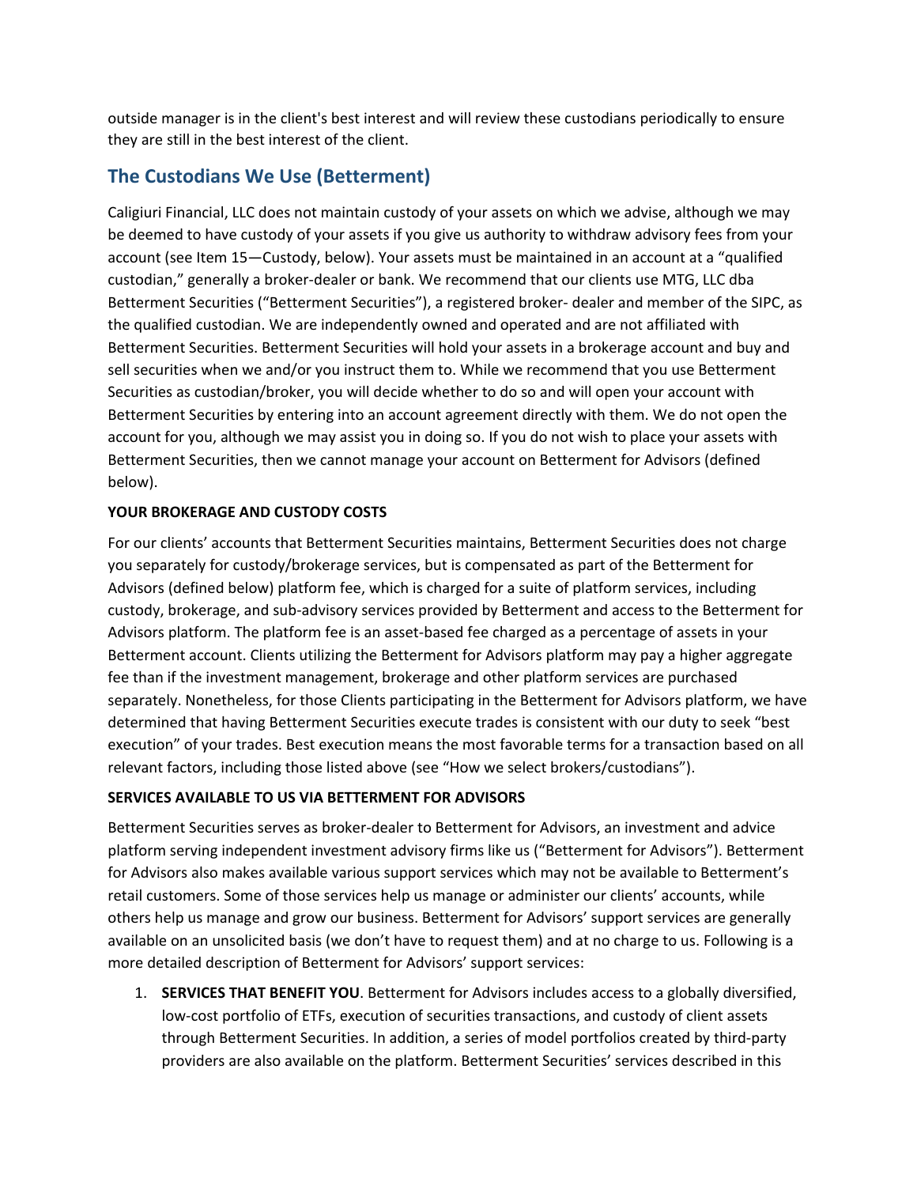outside manager is in the client's best interest and will review these custodians periodically to ensure they are still in the best interest of the client.

## The Custodians We Use (Betterment)

Caligiuri Financial, LLC does not maintain custody of your assets on which we advise, although we may be deemed to have custody of your assets if you give us authority to withdraw advisory fees from your account (see Item 15—Custody, below). Your assets must be maintained in an account at a "qualified custodian," generally a broker-dealer or bank. We recommend that our clients use MTG, LLC dba Betterment Securities ("Betterment Securities"), a registered broker- dealer and member of the SIPC, as the qualified custodian. We are independently owned and operated and are not affiliated with Betterment Securities. Betterment Securities will hold your assets in a brokerage account and buy and sell securities when we and/or you instruct them to. While we recommend that you use Betterment Securities as custodian/broker, you will decide whether to do so and will open your account with Betterment Securities by entering into an account agreement directly with them. We do not open the account for you, although we may assist you in doing so. If you do not wish to place your assets with Betterment Securities, then we cannot manage your account on Betterment for Advisors (defined below).

**YOUR BROKERAGE AND CUSTODY COSTS**

For our clients' accounts that Betterment Securities maintains, Betterment Securities does not charge you separately for custody/brokerage services, but is compensated as part of the Betterment for Advisors (defined below) platform fee, which is charged for a suite of platform services, including custody, brokerage, and sub-advisory services provided by Betterment and access to the Betterment for Advisors platform. The platform fee is an asset-based fee charged as a percentage of assets in your Betterment account. Clients utilizing the Betterment for Advisors platform may pay a higher aggregate fee than if the investment management, brokerage and other platform services are purchased separately. Nonetheless, for those Clients participating in the Betterment for Advisors platform, we have determined that having Betterment Securities execute trades is consistent with our duty to seek "best execution" of your trades. Best execution means the most favorable terms for a transaction based on all relevant factors, including those listed above (see "How we select brokers/custodians").

**SERVICES AVAILABLE TO US VIA BETTERMENT FOR ADVISORS**

Betterment Securities serves as broker-dealer to Betterment for Advisors, an investment and advice platform serving independent investment advisory firms like us ("Betterment for Advisors"). Betterment for Advisors also makes available various support services which may not be available to Betterment's retail customers. Some of those services help us manage or administer our clients' accounts, while others help us manage and grow our business. Betterment for Advisors' support services are generally available on an unsolicited basis (we don't have to request them) and at no charge to us. Following is a more detailed description of Betterment for Advisors' support services:

1. **SERVICES THAT BENEFIT YOU**. Betterment for Advisors includes access to a globally diversified, low-cost portfolio of ETFs, execution of securities transactions, and custody of client assets through Betterment Securities. In addition, a series of model portfolios created by third-party providers are also available on the platform. Betterment Securities' services described in this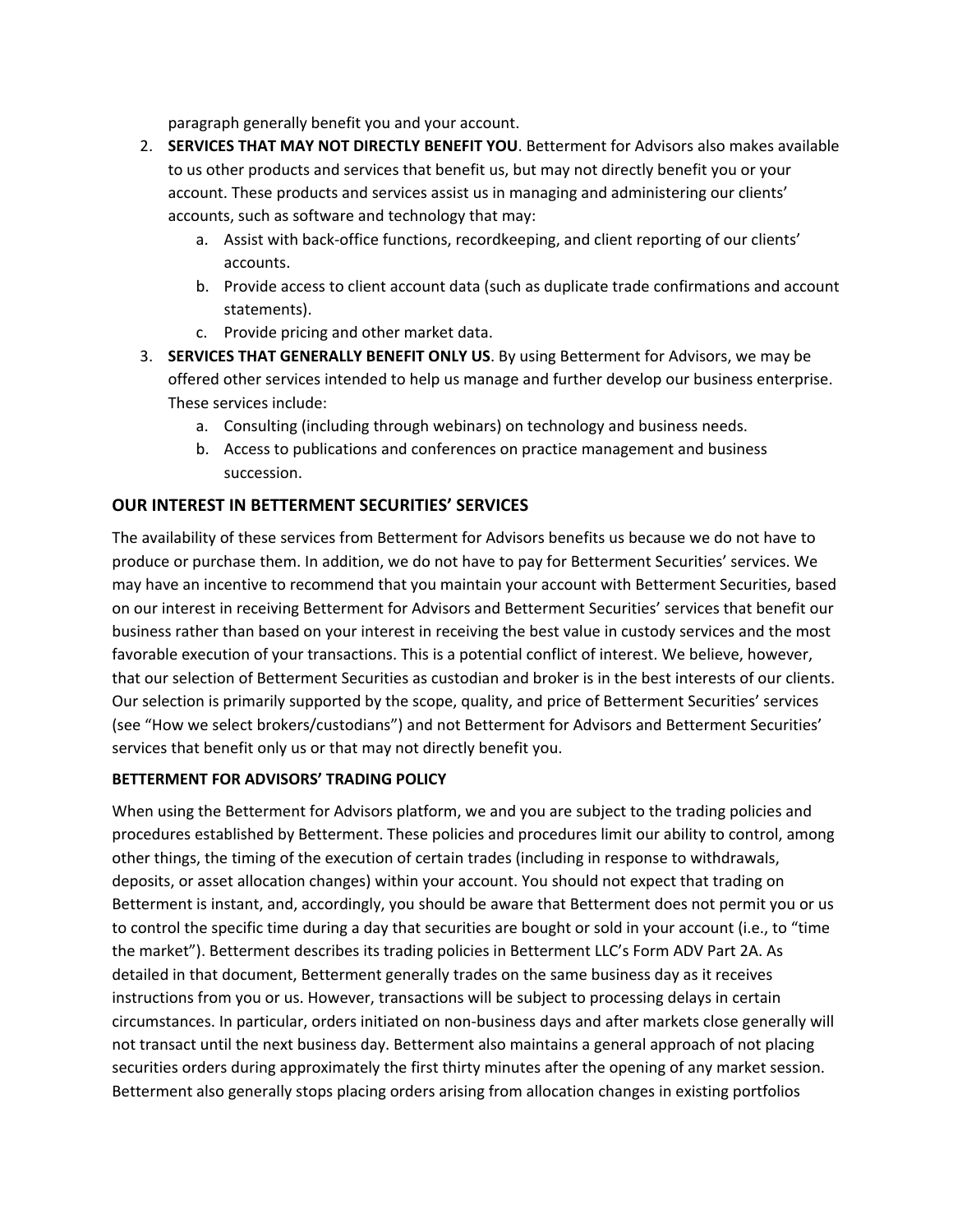paragraph generally benefit you and your account.

2. **SERVICES THAT MAY NOT DIRECTLY BENEFIT YOU**. Betterment for Advisors also makes available to us other products and services that benefit us, but may not directly benefit you or your account. These products and services assist us in managing and administering our clients' accounts, such as software and technology that may:
    a. Assist with back-office functions, recordkeeping, and client reporting of our clients' accounts.
    b. Provide access to client account data (such as duplicate trade confirmations and account statements).
    c. Provide pricing and other market data.
3. **SERVICES THAT GENERALLY BENEFIT ONLY US**. By using Betterment for Advisors, we may be offered other services intended to help us manage and further develop our business enterprise. These services include:
    a. Consulting (including through webinars) on technology and business needs.
    b. Access to publications and conferences on practice management and business succession.

## OUR INTEREST IN BETTERMENT SECURITIES' SERVICES

The availability of these services from Betterment for Advisors benefits us because we do not have to produce or purchase them. In addition, we do not have to pay for Betterment Securities' services. We may have an incentive to recommend that you maintain your account with Betterment Securities, based on our interest in receiving Betterment for Advisors and Betterment Securities' services that benefit our business rather than based on your interest in receiving the best value in custody services and the most favorable execution of your transactions. This is a potential conflict of interest. We believe, however, that our selection of Betterment Securities as custodian and broker is in the best interests of our clients. Our selection is primarily supported by the scope, quality, and price of Betterment Securities' services (see "How we select brokers/custodians") and not Betterment for Advisors and Betterment Securities' services that benefit only us or that may not directly benefit you.

### BETTERMENT FOR ADVISORS' TRADING POLICY

When using the Betterment for Advisors platform, we and you are subject to the trading policies and procedures established by Betterment. These policies and procedures limit our ability to control, among other things, the timing of the execution of certain trades (including in response to withdrawals, deposits, or asset allocation changes) within your account. You should not expect that trading on Betterment is instant, and, accordingly, you should be aware that Betterment does not permit you or us to control the specific time during a day that securities are bought or sold in your account (i.e., to "time the market"). Betterment describes its trading policies in Betterment LLC's Form ADV Part 2A. As detailed in that document, Betterment generally trades on the same business day as it receives instructions from you or us. However, transactions will be subject to processing delays in certain circumstances. In particular, orders initiated on non-business days and after markets close generally will not transact until the next business day. Betterment also maintains a general approach of not placing securities orders during approximately the first thirty minutes after the opening of any market session. Betterment also generally stops placing orders arising from allocation changes in existing portfolios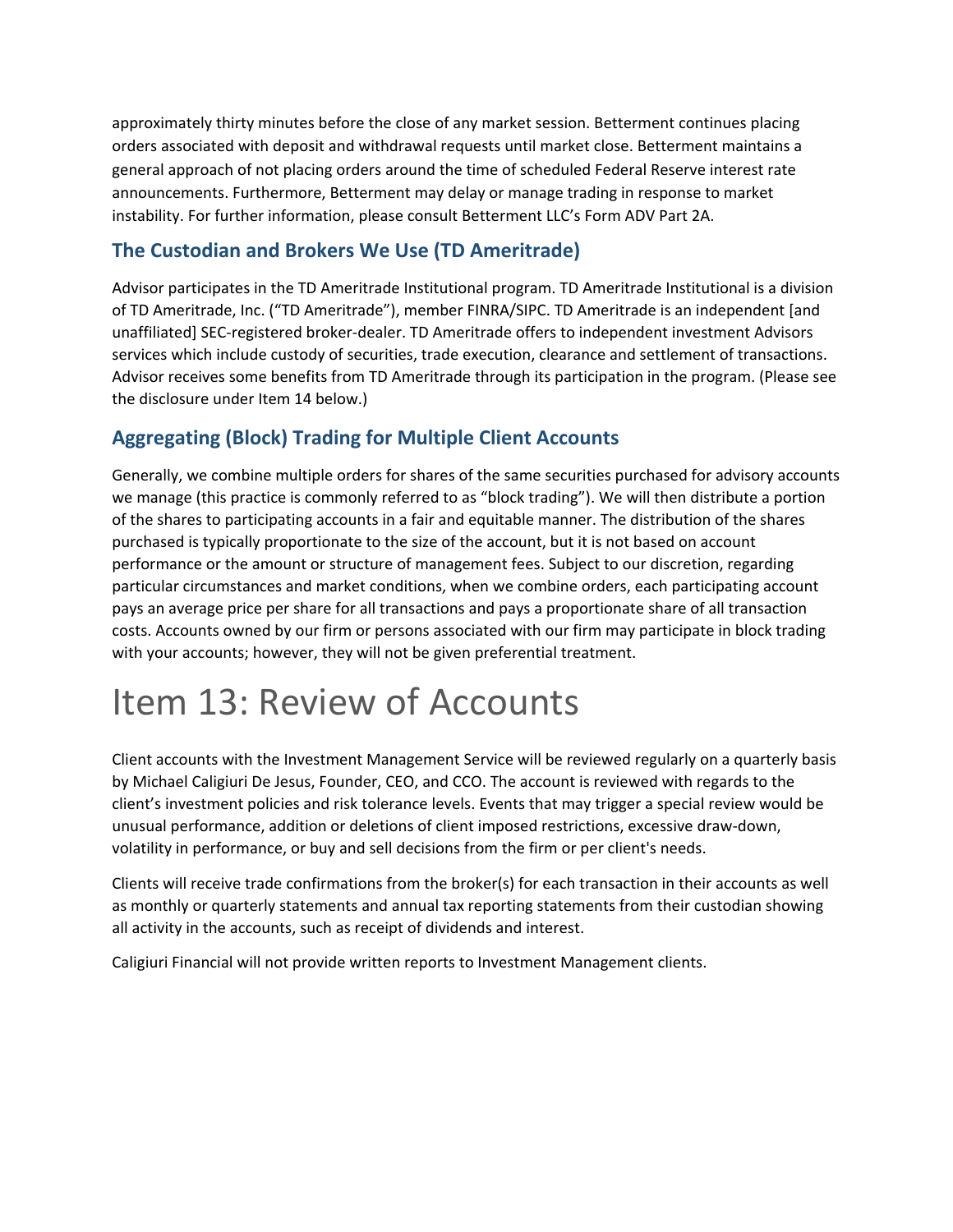approximately thirty minutes before the close of any market session. Betterment continues placing orders associated with deposit and withdrawal requests until market close. Betterment maintains a general approach of not placing orders around the time of scheduled Federal Reserve interest rate announcements. Furthermore, Betterment may delay or manage trading in response to market instability. For further information, please consult Betterment LLC's Form ADV Part 2A.

## The Custodian and Brokers We Use (TD Ameritrade)

Advisor participates in the TD Ameritrade Institutional program. TD Ameritrade Institutional is a division of TD Ameritrade, Inc. ("TD Ameritrade"), member FINRA/SIPC. TD Ameritrade is an independent [and unaffiliated] SEC-registered broker-dealer. TD Ameritrade offers to independent investment Advisors services which include custody of securities, trade execution, clearance and settlement of transactions. Advisor receives some benefits from TD Ameritrade through its participation in the program. (Please see the disclosure under Item 14 below.)

## Aggregating (Block) Trading for Multiple Client Accounts

Generally, we combine multiple orders for shares of the same securities purchased for advisory accounts we manage (this practice is commonly referred to as "block trading"). We will then distribute a portion of the shares to participating accounts in a fair and equitable manner. The distribution of the shares purchased is typically proportionate to the size of the account, but it is not based on account performance or the amount or structure of management fees. Subject to our discretion, regarding particular circumstances and market conditions, when we combine orders, each participating account pays an average price per share for all transactions and pays a proportionate share of all transaction costs. Accounts owned by our firm or persons associated with our firm may participate in block trading with your accounts; however, they will not be given preferential treatment.

# Item 13: Review of Accounts

Client accounts with the Investment Management Service will be reviewed regularly on a quarterly basis by Michael Caligiuri De Jesus, Founder, CEO, and CCO. The account is reviewed with regards to the client's investment policies and risk tolerance levels. Events that may trigger a special review would be unusual performance, addition or deletions of client imposed restrictions, excessive draw-down, volatility in performance, or buy and sell decisions from the firm or per client's needs.

Clients will receive trade confirmations from the broker(s) for each transaction in their accounts as well as monthly or quarterly statements and annual tax reporting statements from their custodian showing all activity in the accounts, such as receipt of dividends and interest.

Caligiuri Financial will not provide written reports to Investment Management clients.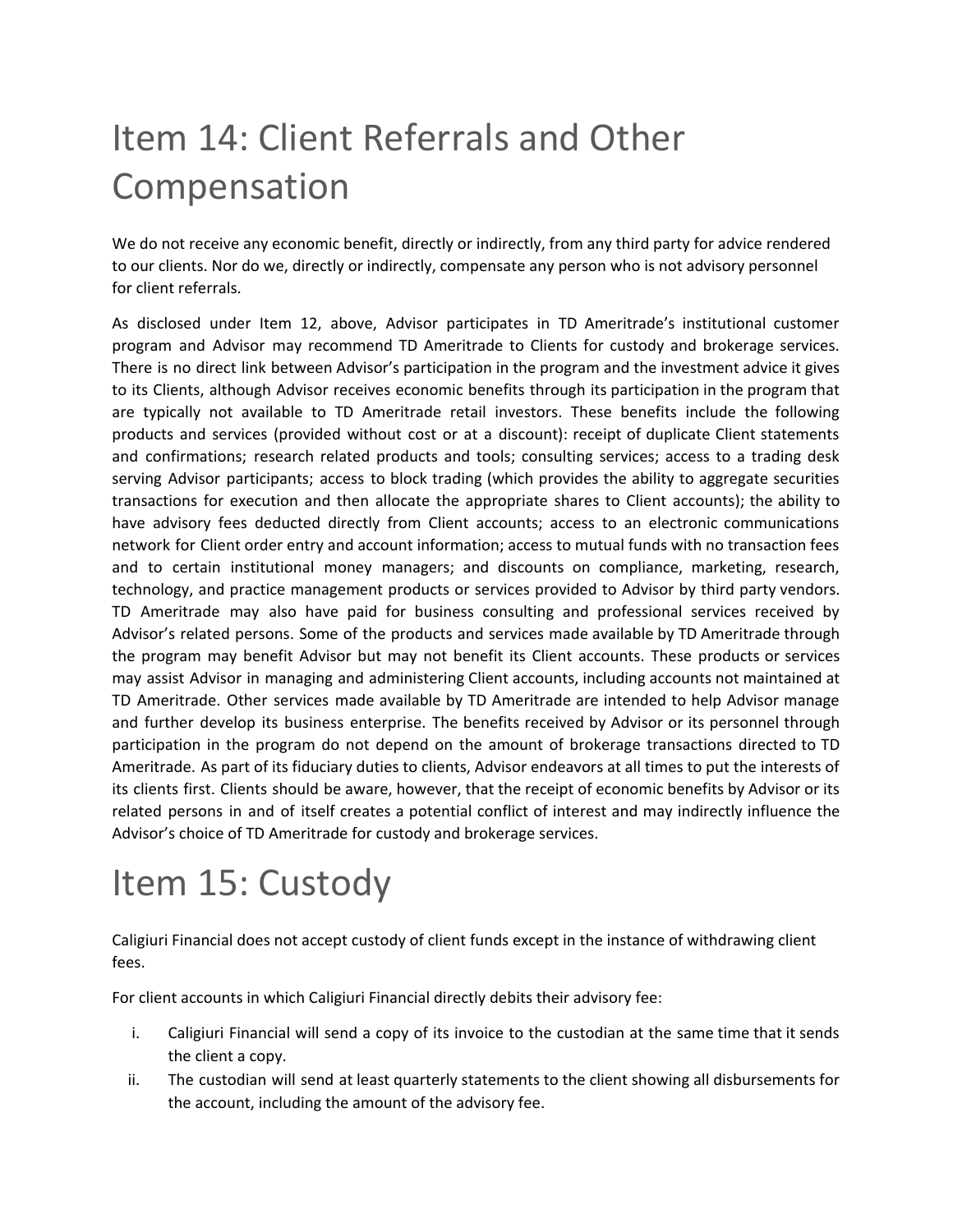# Item 14: Client Referrals and Other Compensation

We do not receive any economic benefit, directly or indirectly, from any third party for advice rendered to our clients. Nor do we, directly or indirectly, compensate any person who is not advisory personnel for client referrals.

As disclosed under Item 12, above, Advisor participates in TD Ameritrade's institutional customer program and Advisor may recommend TD Ameritrade to Clients for custody and brokerage services. There is no direct link between Advisor's participation in the program and the investment advice it gives to its Clients, although Advisor receives economic benefits through its participation in the program that are typically not available to TD Ameritrade retail investors. These benefits include the following products and services (provided without cost or at a discount): receipt of duplicate Client statements and confirmations; research related products and tools; consulting services; access to a trading desk serving Advisor participants; access to block trading (which provides the ability to aggregate securities transactions for execution and then allocate the appropriate shares to Client accounts); the ability to have advisory fees deducted directly from Client accounts; access to an electronic communications network for Client order entry and account information; access to mutual funds with no transaction fees and to certain institutional money managers; and discounts on compliance, marketing, research, technology, and practice management products or services provided to Advisor by third party vendors. TD Ameritrade may also have paid for business consulting and professional services received by Advisor's related persons. Some of the products and services made available by TD Ameritrade through the program may benefit Advisor but may not benefit its Client accounts. These products or services may assist Advisor in managing and administering Client accounts, including accounts not maintained at TD Ameritrade. Other services made available by TD Ameritrade are intended to help Advisor manage and further develop its business enterprise. The benefits received by Advisor or its personnel through participation in the program do not depend on the amount of brokerage transactions directed to TD Ameritrade. As part of its fiduciary duties to clients, Advisor endeavors at all times to put the interests of its clients first. Clients should be aware, however, that the receipt of economic benefits by Advisor or its related persons in and of itself creates a potential conflict of interest and may indirectly influence the Advisor's choice of TD Ameritrade for custody and brokerage services.

# Item 15: Custody

Caligiuri Financial does not accept custody of client funds except in the instance of withdrawing client fees.

For client accounts in which Caligiuri Financial directly debits their advisory fee:

i. Caligiuri Financial will send a copy of its invoice to the custodian at the same time that it sends the client a copy.
ii. The custodian will send at least quarterly statements to the client showing all disbursements for the account, including the amount of the advisory fee.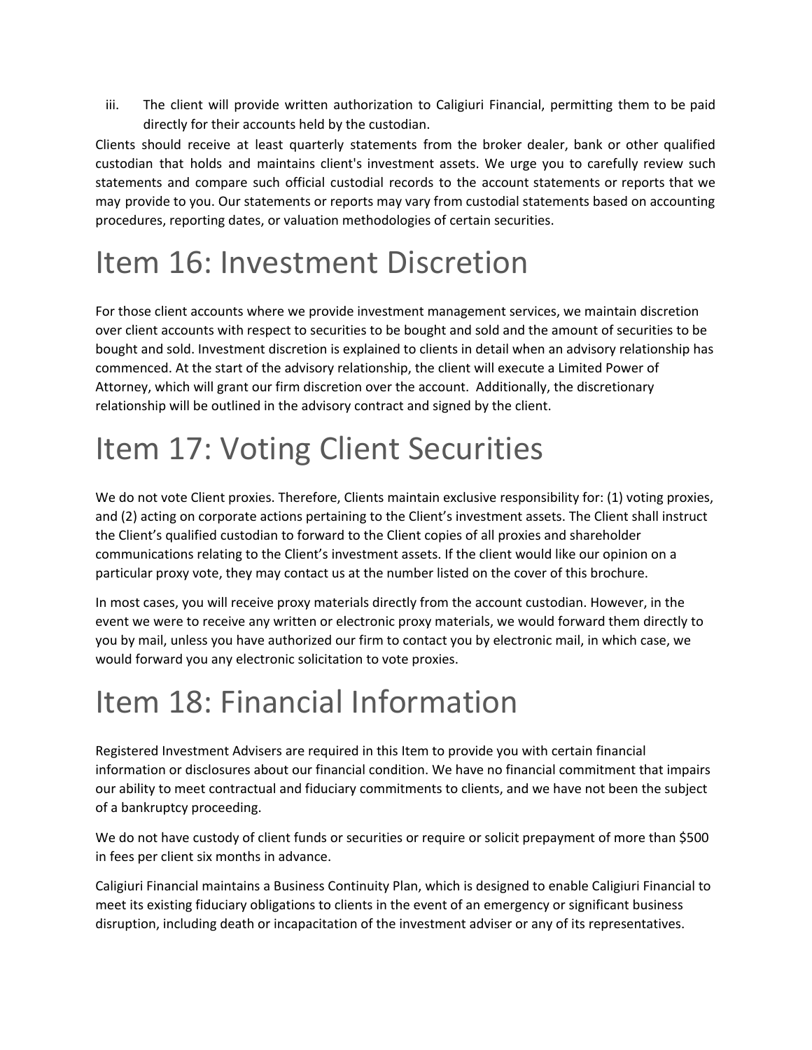iii. The client will provide written authorization to Caligiuri Financial, permitting them to be paid directly for their accounts held by the custodian.

Clients should receive at least quarterly statements from the broker dealer, bank or other qualified custodian that holds and maintains client's investment assets. We urge you to carefully review such statements and compare such official custodial records to the account statements or reports that we may provide to you. Our statements or reports may vary from custodial statements based on accounting procedures, reporting dates, or valuation methodologies of certain securities.

# Item 16: Investment Discretion

For those client accounts where we provide investment management services, we maintain discretion over client accounts with respect to securities to be bought and sold and the amount of securities to be bought and sold. Investment discretion is explained to clients in detail when an advisory relationship has commenced. At the start of the advisory relationship, the client will execute a Limited Power of Attorney, which will grant our firm discretion over the account. Additionally, the discretionary relationship will be outlined in the advisory contract and signed by the client.

# Item 17: Voting Client Securities

We do not vote Client proxies. Therefore, Clients maintain exclusive responsibility for: (1) voting proxies, and (2) acting on corporate actions pertaining to the Client's investment assets. The Client shall instruct the Client's qualified custodian to forward to the Client copies of all proxies and shareholder communications relating to the Client's investment assets. If the client would like our opinion on a particular proxy vote, they may contact us at the number listed on the cover of this brochure.

In most cases, you will receive proxy materials directly from the account custodian. However, in the event we were to receive any written or electronic proxy materials, we would forward them directly to you by mail, unless you have authorized our firm to contact you by electronic mail, in which case, we would forward you any electronic solicitation to vote proxies.

# Item 18: Financial Information

Registered Investment Advisers are required in this Item to provide you with certain financial information or disclosures about our financial condition. We have no financial commitment that impairs our ability to meet contractual and fiduciary commitments to clients, and we have not been the subject of a bankruptcy proceeding.

We do not have custody of client funds or securities or require or solicit prepayment of more than $500 in fees per client six months in advance.

Caligiuri Financial maintains a Business Continuity Plan, which is designed to enable Caligiuri Financial to meet its existing fiduciary obligations to clients in the event of an emergency or significant business disruption, including death or incapacitation of the investment adviser or any of its representatives.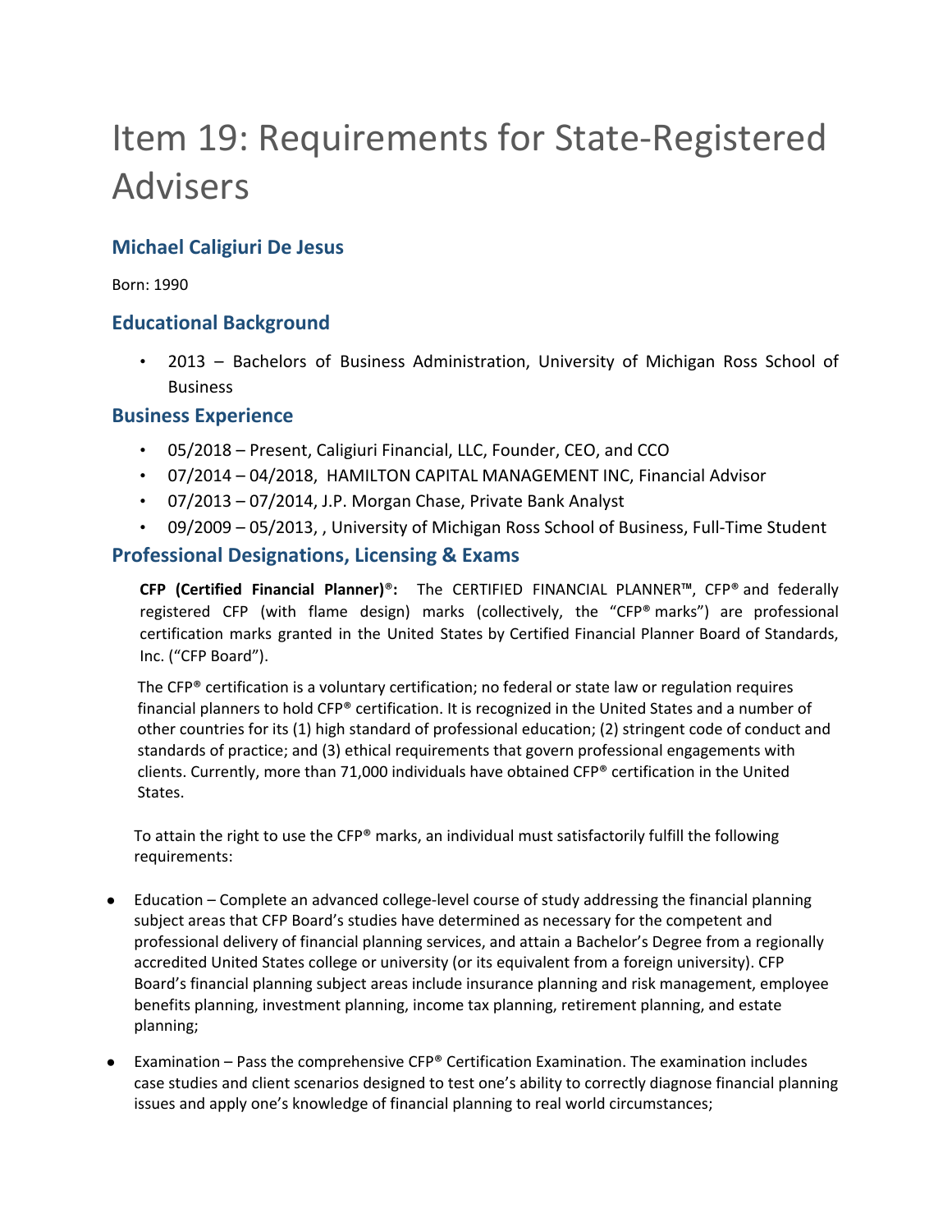# Item 19: Requirements for State-Registered Advisers

## Michael Caligiuri De Jesus

Born: 1990

## Educational Background

- 2013 – Bachelors of Business Administration, University of Michigan Ross School of Business

## Business Experience

- 05/2018 – Present, Caligiuri Financial, LLC, Founder, CEO, and CCO
- 07/2014 – 04/2018, HAMILTON CAPITAL MANAGEMENT INC, Financial Advisor
- 07/2013 – 07/2014, J.P. Morgan Chase, Private Bank Analyst
- 09/2009 – 05/2013, , University of Michigan Ross School of Business, Full-Time Student

## Professional Designations, Licensing & Exams

**CFP (Certified Financial Planner)®:** The CERTIFIED FINANCIAL PLANNER™, CFP® and federally registered CFP (with flame design) marks (collectively, the "CFP® marks") are professional certification marks granted in the United States by Certified Financial Planner Board of Standards, Inc. ("CFP Board").

The CFP® certification is a voluntary certification; no federal or state law or regulation requires financial planners to hold CFP® certification. It is recognized in the United States and a number of other countries for its (1) high standard of professional education; (2) stringent code of conduct and standards of practice; and (3) ethical requirements that govern professional engagements with clients. Currently, more than 71,000 individuals have obtained CFP® certification in the United States.

To attain the right to use the CFP® marks, an individual must satisfactorily fulfill the following requirements:

- Education – Complete an advanced college-level course of study addressing the financial planning subject areas that CFP Board's studies have determined as necessary for the competent and professional delivery of financial planning services, and attain a Bachelor's Degree from a regionally accredited United States college or university (or its equivalent from a foreign university). CFP Board's financial planning subject areas include insurance planning and risk management, employee benefits planning, investment planning, income tax planning, retirement planning, and estate planning;
- Examination – Pass the comprehensive CFP® Certification Examination. The examination includes case studies and client scenarios designed to test one's ability to correctly diagnose financial planning issues and apply one's knowledge of financial planning to real world circumstances;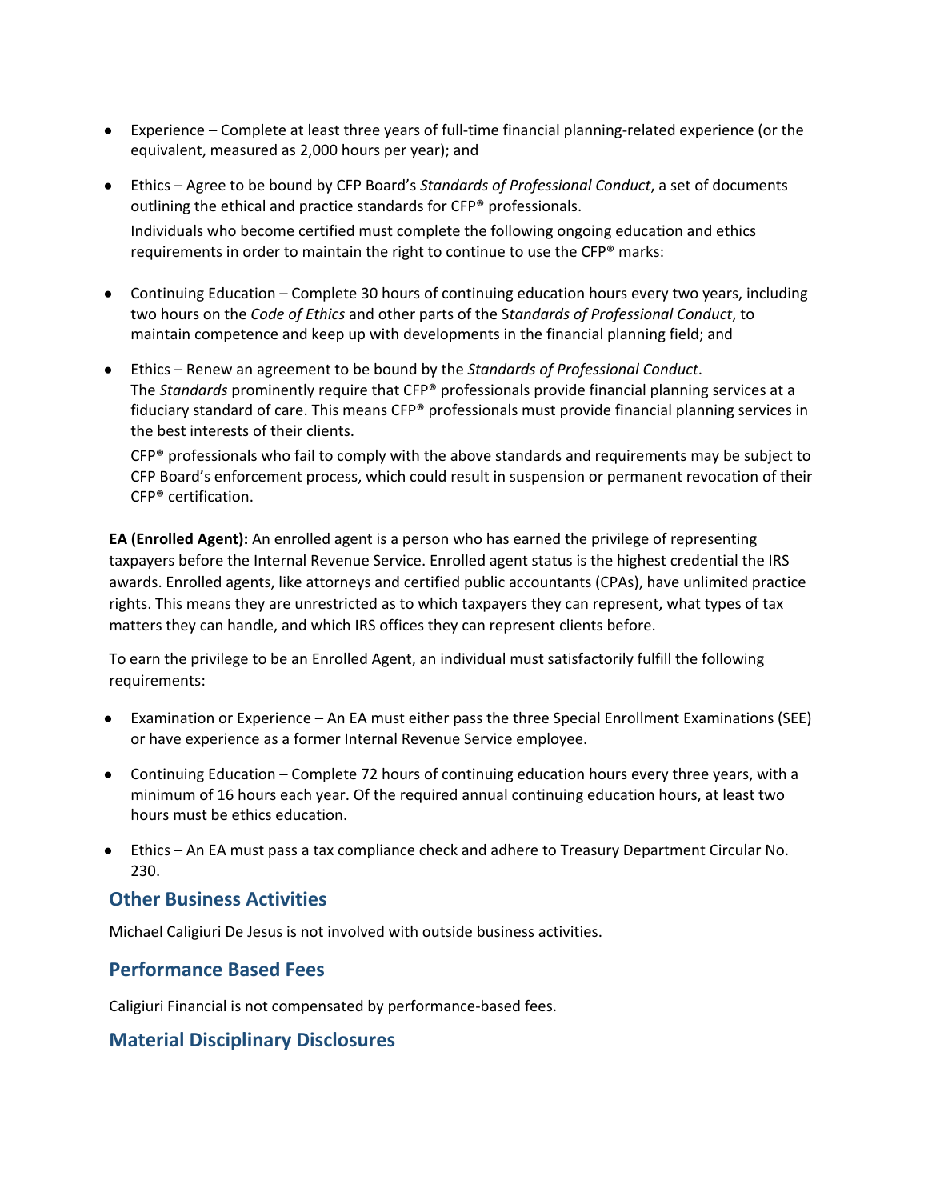- Experience – Complete at least three years of full-time financial planning-related experience (or the equivalent, measured as 2,000 hours per year); and
- Ethics – Agree to be bound by CFP Board's *Standards of Professional Conduct*, a set of documents outlining the ethical and practice standards for CFP® professionals.

  Individuals who become certified must complete the following ongoing education and ethics requirements in order to maintain the right to continue to use the CFP® marks:

- Continuing Education – Complete 30 hours of continuing education hours every two years, including two hours on the *Code of Ethics* and other parts of the S*tandards of Professional Conduct*, to maintain competence and keep up with developments in the financial planning field; and
- Ethics – Renew an agreement to be bound by the *Standards of Professional Conduct*. The *Standards* prominently require that CFP® professionals provide financial planning services at a fiduciary standard of care. This means CFP® professionals must provide financial planning services in the best interests of their clients.

  CFP® professionals who fail to comply with the above standards and requirements may be subject to CFP Board's enforcement process, which could result in suspension or permanent revocation of their CFP® certification.

**EA (Enrolled Agent):** An enrolled agent is a person who has earned the privilege of representing taxpayers before the Internal Revenue Service. Enrolled agent status is the highest credential the IRS awards. Enrolled agents, like attorneys and certified public accountants (CPAs), have unlimited practice rights. This means they are unrestricted as to which taxpayers they can represent, what types of tax matters they can handle, and which IRS offices they can represent clients before.

To earn the privilege to be an Enrolled Agent, an individual must satisfactorily fulfill the following requirements:

- Examination or Experience – An EA must either pass the three Special Enrollment Examinations (SEE) or have experience as a former Internal Revenue Service employee.
- Continuing Education – Complete 72 hours of continuing education hours every three years, with a minimum of 16 hours each year. Of the required annual continuing education hours, at least two hours must be ethics education.
- Ethics – An EA must pass a tax compliance check and adhere to Treasury Department Circular No. 230.

## Other Business Activities

Michael Caligiuri De Jesus is not involved with outside business activities.

## Performance Based Fees

Caligiuri Financial is not compensated by performance-based fees.

## Material Disciplinary Disclosures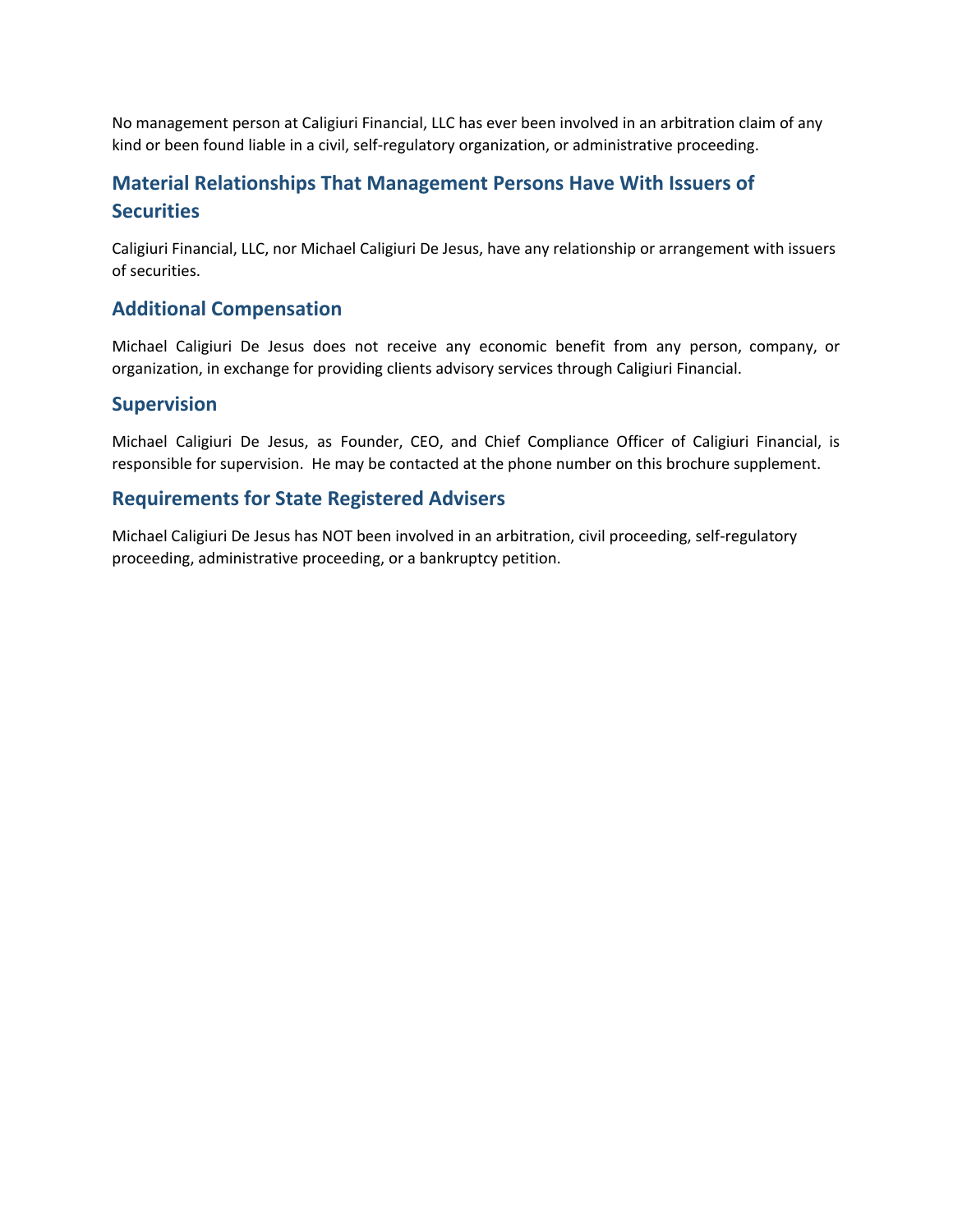No management person at Caligiuri Financial, LLC has ever been involved in an arbitration claim of any kind or been found liable in a civil, self-regulatory organization, or administrative proceeding.

## Material Relationships That Management Persons Have With Issuers of Securities

Caligiuri Financial, LLC, nor Michael Caligiuri De Jesus, have any relationship or arrangement with issuers of securities.

## Additional Compensation

Michael Caligiuri De Jesus does not receive any economic benefit from any person, company, or organization, in exchange for providing clients advisory services through Caligiuri Financial.

## Supervision

Michael Caligiuri De Jesus, as Founder, CEO, and Chief Compliance Officer of Caligiuri Financial, is responsible for supervision. He may be contacted at the phone number on this brochure supplement.

## Requirements for State Registered Advisers

Michael Caligiuri De Jesus has NOT been involved in an arbitration, civil proceeding, self-regulatory proceeding, administrative proceeding, or a bankruptcy petition.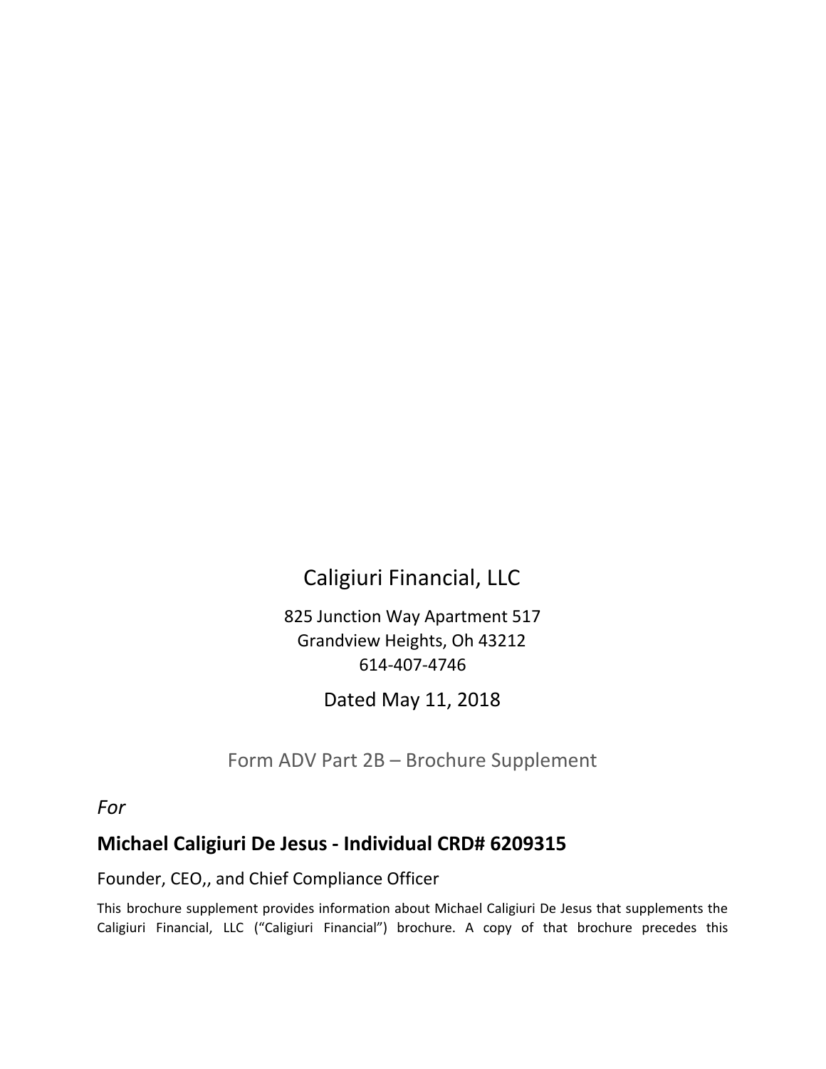Caligiuri Financial, LLC

825 Junction Way Apartment 517
Grandview Heights, Oh 43212
614-407-4746

Dated May 11, 2018

Form ADV Part 2B – Brochure Supplement

*For*

## Michael Caligiuri De Jesus - Individual CRD# 6209315

Founder, CEO,, and Chief Compliance Officer

This brochure supplement provides information about Michael Caligiuri De Jesus that supplements the Caligiuri Financial, LLC ("Caligiuri Financial") brochure. A copy of that brochure precedes this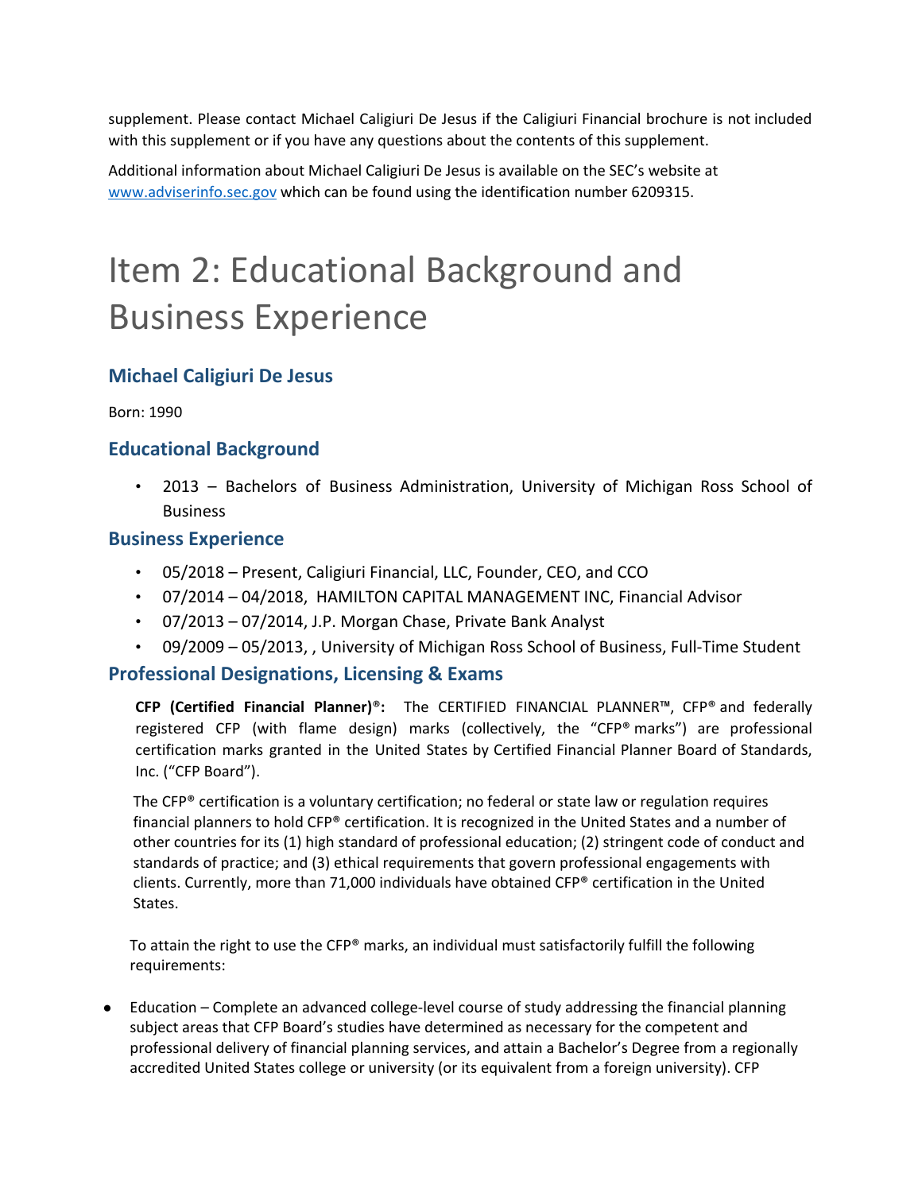supplement. Please contact Michael Caligiuri De Jesus if the Caligiuri Financial brochure is not included with this supplement or if you have any questions about the contents of this supplement.

Additional information about Michael Caligiuri De Jesus is available on the SEC's website at www.adviserinfo.sec.gov which can be found using the identification number 6209315.

# Item 2: Educational Background and Business Experience

## Michael Caligiuri De Jesus

Born: 1990

## Educational Background

- 2013 – Bachelors of Business Administration, University of Michigan Ross School of Business

## Business Experience

- 05/2018 – Present, Caligiuri Financial, LLC, Founder, CEO, and CCO
- 07/2014 – 04/2018, HAMILTON CAPITAL MANAGEMENT INC, Financial Advisor
- 07/2013 – 07/2014, J.P. Morgan Chase, Private Bank Analyst
- 09/2009 – 05/2013, , University of Michigan Ross School of Business, Full-Time Student

## Professional Designations, Licensing & Exams

**CFP (Certified Financial Planner)®:** The CERTIFIED FINANCIAL PLANNER™, CFP® and federally registered CFP (with flame design) marks (collectively, the "CFP® marks") are professional certification marks granted in the United States by Certified Financial Planner Board of Standards, Inc. ("CFP Board").

The CFP® certification is a voluntary certification; no federal or state law or regulation requires financial planners to hold CFP® certification. It is recognized in the United States and a number of other countries for its (1) high standard of professional education; (2) stringent code of conduct and standards of practice; and (3) ethical requirements that govern professional engagements with clients. Currently, more than 71,000 individuals have obtained CFP® certification in the United States.

To attain the right to use the CFP® marks, an individual must satisfactorily fulfill the following requirements:

- Education – Complete an advanced college-level course of study addressing the financial planning subject areas that CFP Board's studies have determined as necessary for the competent and professional delivery of financial planning services, and attain a Bachelor's Degree from a regionally accredited United States college or university (or its equivalent from a foreign university). CFP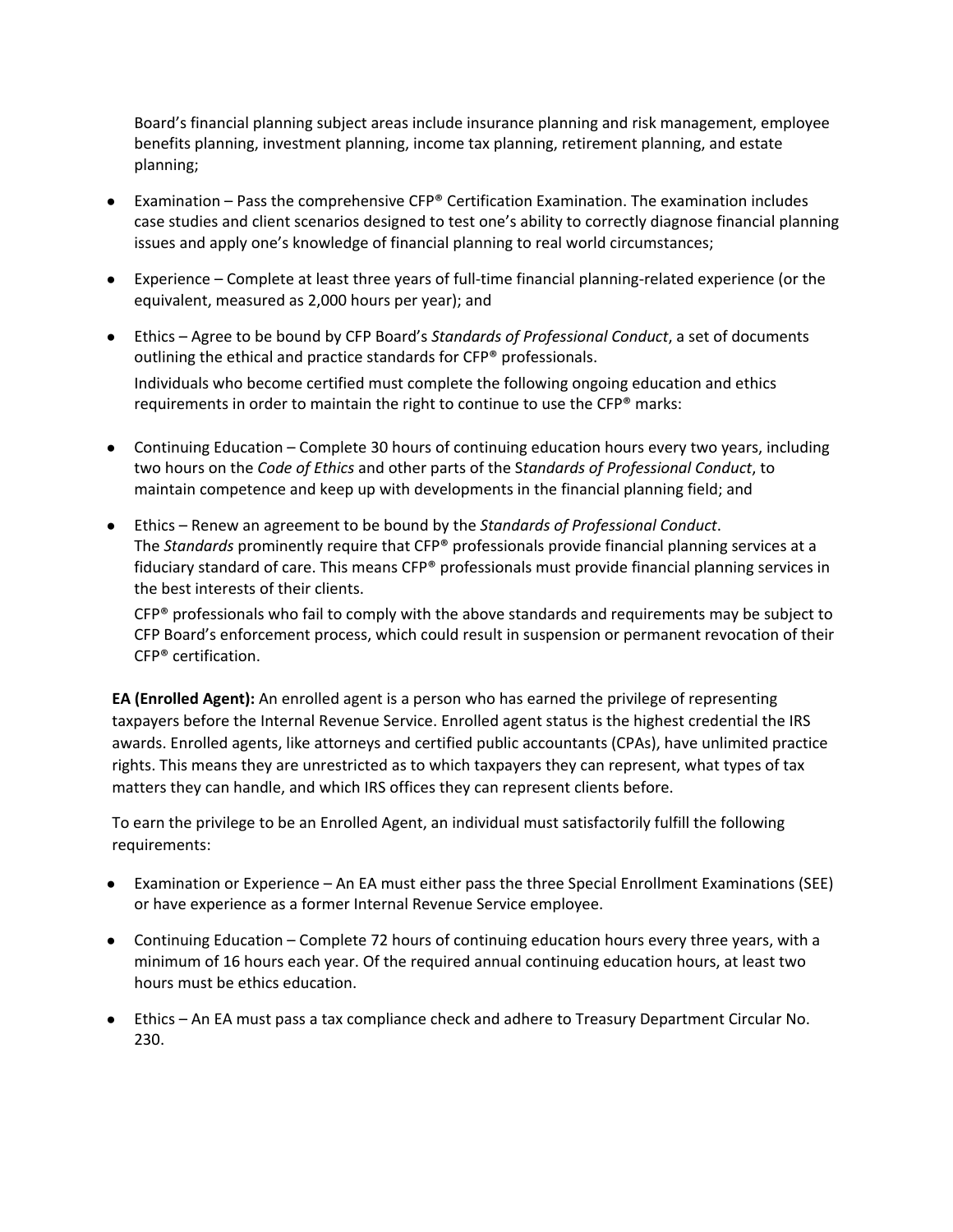Board's financial planning subject areas include insurance planning and risk management, employee benefits planning, investment planning, income tax planning, retirement planning, and estate planning;

- Examination – Pass the comprehensive CFP® Certification Examination. The examination includes case studies and client scenarios designed to test one's ability to correctly diagnose financial planning issues and apply one's knowledge of financial planning to real world circumstances;
- Experience – Complete at least three years of full-time financial planning-related experience (or the equivalent, measured as 2,000 hours per year); and
- Ethics – Agree to be bound by CFP Board's *Standards of Professional Conduct*, a set of documents outlining the ethical and practice standards for CFP® professionals.

  Individuals who become certified must complete the following ongoing education and ethics requirements in order to maintain the right to continue to use the CFP® marks:

- Continuing Education – Complete 30 hours of continuing education hours every two years, including two hours on the *Code of Ethics* and other parts of the S*tandards of Professional Conduct*, to maintain competence and keep up with developments in the financial planning field; and
- Ethics – Renew an agreement to be bound by the *Standards of Professional Conduct*. The *Standards* prominently require that CFP® professionals provide financial planning services at a fiduciary standard of care. This means CFP® professionals must provide financial planning services in the best interests of their clients.

  CFP® professionals who fail to comply with the above standards and requirements may be subject to CFP Board's enforcement process, which could result in suspension or permanent revocation of their CFP® certification.

**EA (Enrolled Agent):** An enrolled agent is a person who has earned the privilege of representing taxpayers before the Internal Revenue Service. Enrolled agent status is the highest credential the IRS awards. Enrolled agents, like attorneys and certified public accountants (CPAs), have unlimited practice rights. This means they are unrestricted as to which taxpayers they can represent, what types of tax matters they can handle, and which IRS offices they can represent clients before.

To earn the privilege to be an Enrolled Agent, an individual must satisfactorily fulfill the following requirements:

- Examination or Experience – An EA must either pass the three Special Enrollment Examinations (SEE) or have experience as a former Internal Revenue Service employee.
- Continuing Education – Complete 72 hours of continuing education hours every three years, with a minimum of 16 hours each year. Of the required annual continuing education hours, at least two hours must be ethics education.
- Ethics – An EA must pass a tax compliance check and adhere to Treasury Department Circular No. 230.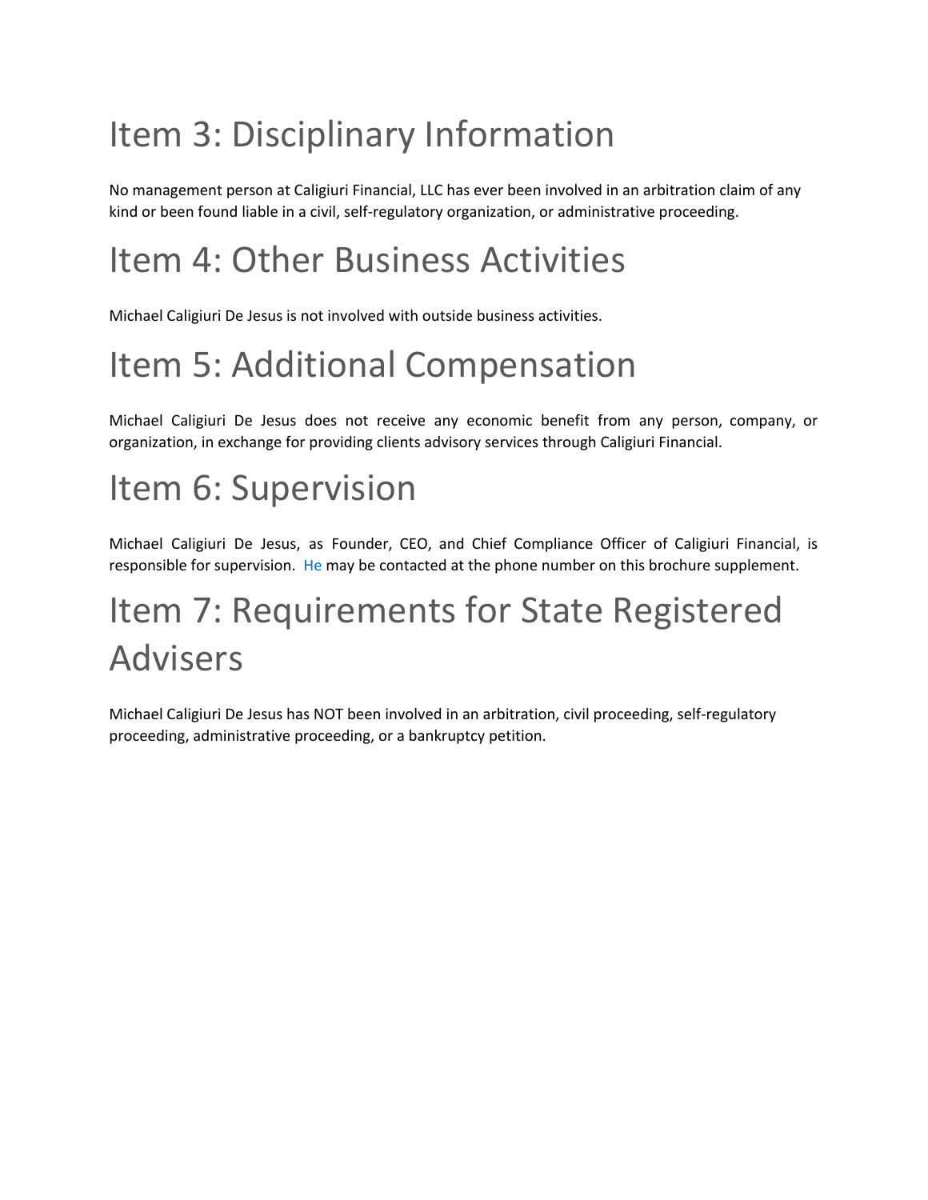# Item 3: Disciplinary Information

No management person at Caligiuri Financial, LLC has ever been involved in an arbitration claim of any kind or been found liable in a civil, self-regulatory organization, or administrative proceeding.

# Item 4: Other Business Activities

Michael Caligiuri De Jesus is not involved with outside business activities.

# Item 5: Additional Compensation

Michael Caligiuri De Jesus does not receive any economic benefit from any person, company, or organization, in exchange for providing clients advisory services through Caligiuri Financial.

# Item 6: Supervision

Michael Caligiuri De Jesus, as Founder, CEO, and Chief Compliance Officer of Caligiuri Financial, is responsible for supervision. He may be contacted at the phone number on this brochure supplement.

# Item 7: Requirements for State Registered Advisers

Michael Caligiuri De Jesus has NOT been involved in an arbitration, civil proceeding, self-regulatory proceeding, administrative proceeding, or a bankruptcy petition.